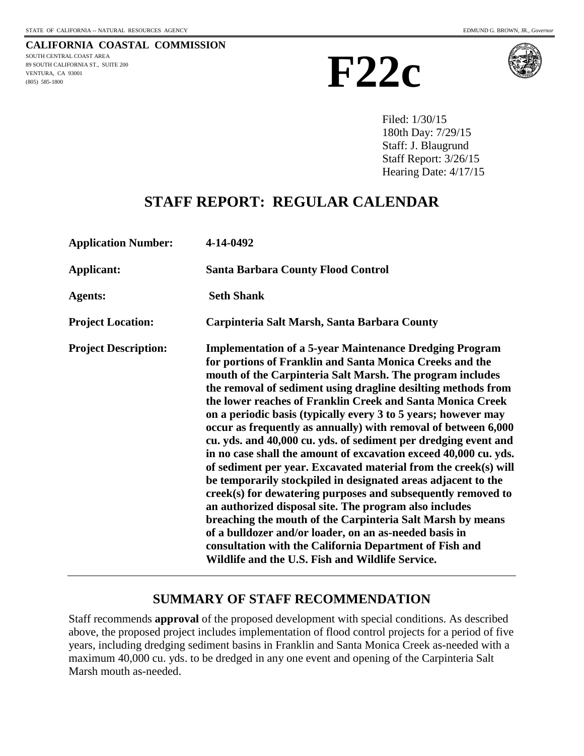STATE OF CALIFORNIA -- NATURAL RESOURCES AGENCY

EDMUND G. BROWN, JR., *Governor*

**CALIFORNIA COASTAL COMMISSION**
SOUTH CENTRAL COAST AREA
89 SOUTH CALIFORNIA ST., SUITE 200
VENTURA, CA 93001
(805) 585-1800

# F22c

Filed: 1/30/15
180th Day: 7/29/15
Staff: J. Blaugrund
Staff Report: 3/26/15
Hearing Date: 4/17/15

## STAFF REPORT: REGULAR CALENDAR

| | |
|---|---|
| **Application Number:** | **4-14-0492** |
| **Applicant:** | **Santa Barbara County Flood Control** |
| **Agents:** | **Seth Shank** |
| **Project Location:** | **Carpinteria Salt Marsh, Santa Barbara County** |
| **Project Description:** | **Implementation of a 5-year Maintenance Dredging Program for portions of Franklin and Santa Monica Creeks and the mouth of the Carpinteria Salt Marsh. The program includes the removal of sediment using dragline desilting methods from the lower reaches of Franklin Creek and Santa Monica Creek on a periodic basis (typically every 3 to 5 years; however may occur as frequently as annually) with removal of between 6,000 cu. yds. and 40,000 cu. yds. of sediment per dredging event and in no case shall the amount of excavation exceed 40,000 cu. yds. of sediment per year. Excavated material from the creek(s) will be temporarily stockpiled in designated areas adjacent to the creek(s) for dewatering purposes and subsequently removed to an authorized disposal site. The program also includes breaching the mouth of the Carpinteria Salt Marsh by means of a bulldozer and/or loader, on an as-needed basis in consultation with the California Department of Fish and Wildlife and the U.S. Fish and Wildlife Service.** |

## SUMMARY OF STAFF RECOMMENDATION

Staff recommends **approval** of the proposed development with special conditions. As described above, the proposed project includes implementation of flood control projects for a period of five years, including dredging sediment basins in Franklin and Santa Monica Creek as-needed with a maximum 40,000 cu. yds. to be dredged in any one event and opening of the Carpinteria Salt Marsh mouth as-needed.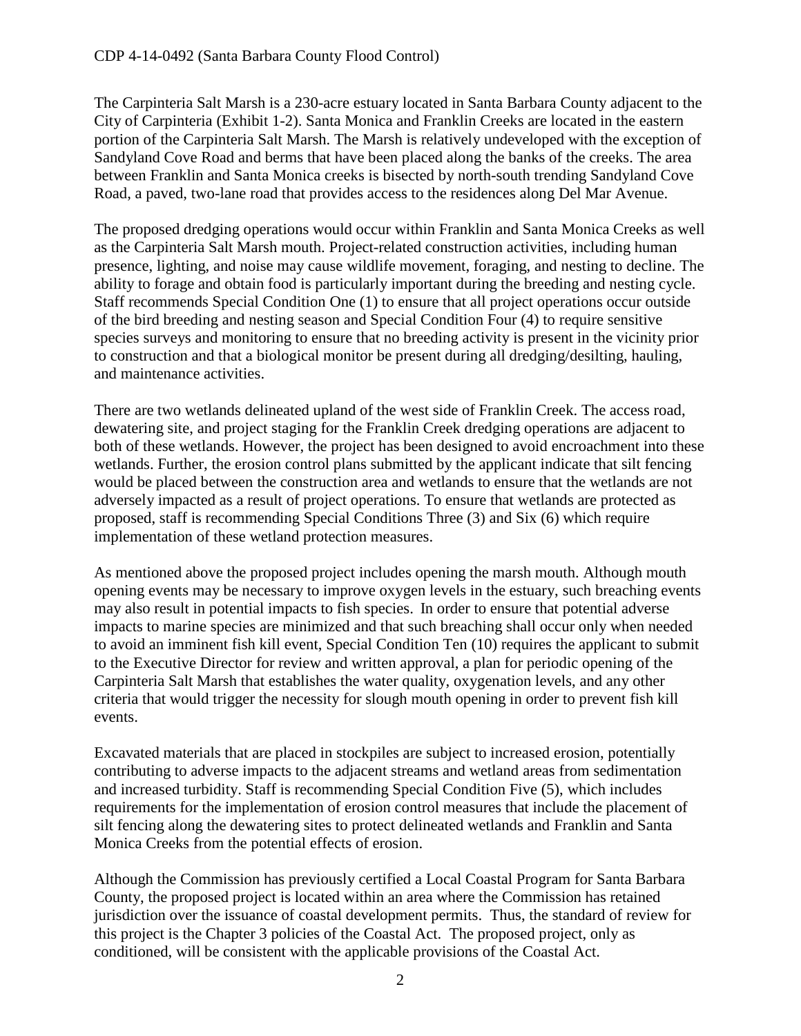The Carpinteria Salt Marsh is a 230-acre estuary located in Santa Barbara County adjacent to the City of Carpinteria (Exhibit 1-2). Santa Monica and Franklin Creeks are located in the eastern portion of the Carpinteria Salt Marsh. The Marsh is relatively undeveloped with the exception of Sandyland Cove Road and berms that have been placed along the banks of the creeks. The area between Franklin and Santa Monica creeks is bisected by north-south trending Sandyland Cove Road, a paved, two-lane road that provides access to the residences along Del Mar Avenue.

The proposed dredging operations would occur within Franklin and Santa Monica Creeks as well as the Carpinteria Salt Marsh mouth. Project-related construction activities, including human presence, lighting, and noise may cause wildlife movement, foraging, and nesting to decline. The ability to forage and obtain food is particularly important during the breeding and nesting cycle. Staff recommends Special Condition One (1) to ensure that all project operations occur outside of the bird breeding and nesting season and Special Condition Four (4) to require sensitive species surveys and monitoring to ensure that no breeding activity is present in the vicinity prior to construction and that a biological monitor be present during all dredging/desilting, hauling, and maintenance activities.

There are two wetlands delineated upland of the west side of Franklin Creek. The access road, dewatering site, and project staging for the Franklin Creek dredging operations are adjacent to both of these wetlands. However, the project has been designed to avoid encroachment into these wetlands. Further, the erosion control plans submitted by the applicant indicate that silt fencing would be placed between the construction area and wetlands to ensure that the wetlands are not adversely impacted as a result of project operations. To ensure that wetlands are protected as proposed, staff is recommending Special Conditions Three (3) and Six (6) which require implementation of these wetland protection measures.

As mentioned above the proposed project includes opening the marsh mouth. Although mouth opening events may be necessary to improve oxygen levels in the estuary, such breaching events may also result in potential impacts to fish species. In order to ensure that potential adverse impacts to marine species are minimized and that such breaching shall occur only when needed to avoid an imminent fish kill event, Special Condition Ten (10) requires the applicant to submit to the Executive Director for review and written approval, a plan for periodic opening of the Carpinteria Salt Marsh that establishes the water quality, oxygenation levels, and any other criteria that would trigger the necessity for slough mouth opening in order to prevent fish kill events.

Excavated materials that are placed in stockpiles are subject to increased erosion, potentially contributing to adverse impacts to the adjacent streams and wetland areas from sedimentation and increased turbidity. Staff is recommending Special Condition Five (5), which includes requirements for the implementation of erosion control measures that include the placement of silt fencing along the dewatering sites to protect delineated wetlands and Franklin and Santa Monica Creeks from the potential effects of erosion.

Although the Commission has previously certified a Local Coastal Program for Santa Barbara County, the proposed project is located within an area where the Commission has retained jurisdiction over the issuance of coastal development permits. Thus, the standard of review for this project is the Chapter 3 policies of the Coastal Act. The proposed project, only as conditioned, will be consistent with the applicable provisions of the Coastal Act.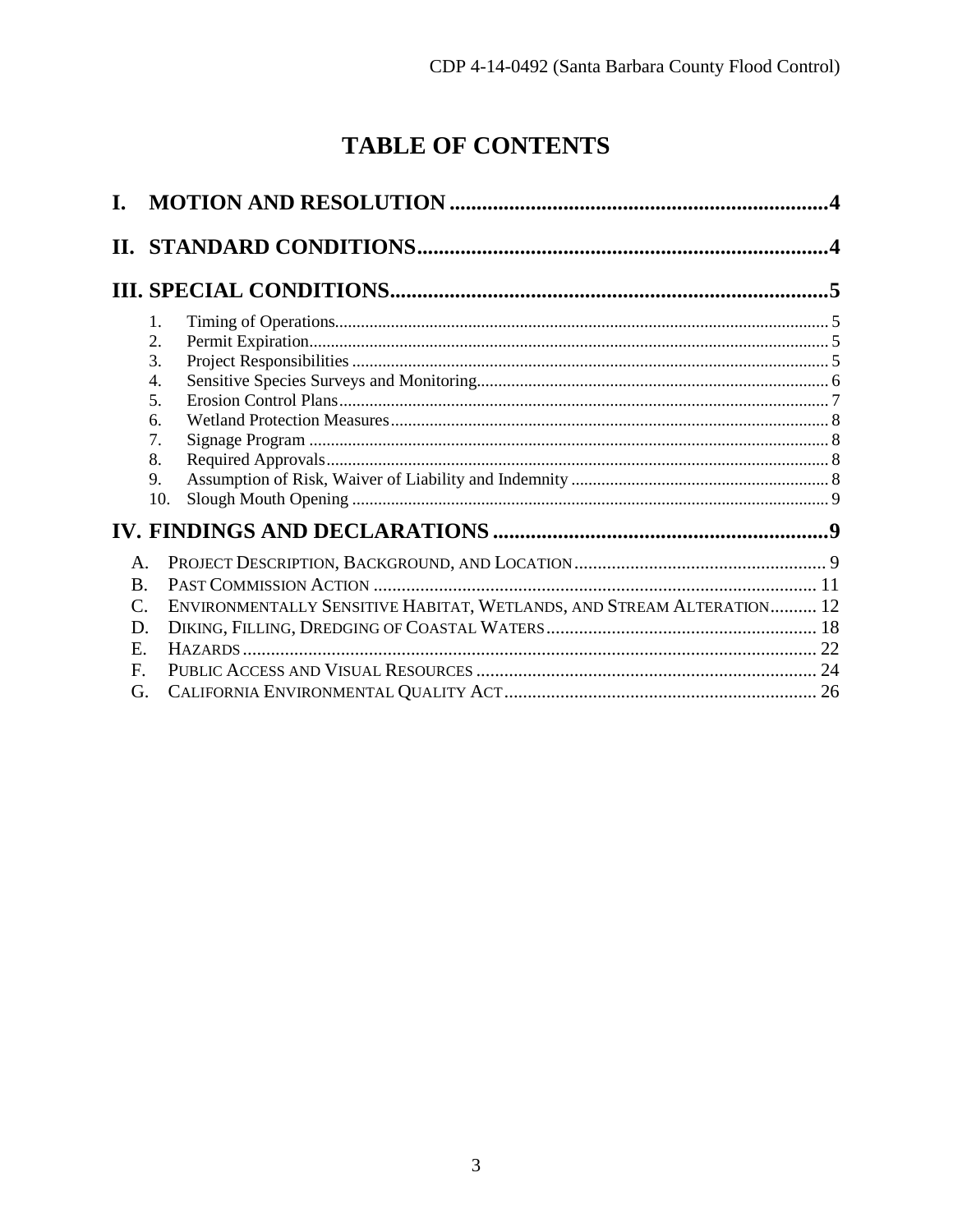# TABLE OF CONTENTS

**I. MOTION AND RESOLUTION** ..... 4

**II. STANDARD CONDITIONS** ..... 4

**III. SPECIAL CONDITIONS** ..... 5

1. Timing of Operations ..... 5
2. Permit Expiration ..... 5
3. Project Responsibilities ..... 5
4. Sensitive Species Surveys and Monitoring ..... 6
5. Erosion Control Plans ..... 7
6. Wetland Protection Measures ..... 8
7. Signage Program ..... 8
8. Required Approvals ..... 8
9. Assumption of Risk, Waiver of Liability and Indemnity ..... 8
10. Slough Mouth Opening ..... 9

**IV. FINDINGS AND DECLARATIONS** ..... 9

A. PROJECT DESCRIPTION, BACKGROUND, AND LOCATION ..... 9
B. PAST COMMISSION ACTION ..... 11
C. ENVIRONMENTALLY SENSITIVE HABITAT, WETLANDS, AND STREAM ALTERATION ..... 12
D. DIKING, FILLING, DREDGING OF COASTAL WATERS ..... 18
E. HAZARDS ..... 22
F. PUBLIC ACCESS AND VISUAL RESOURCES ..... 24
G. CALIFORNIA ENVIRONMENTAL QUALITY ACT ..... 26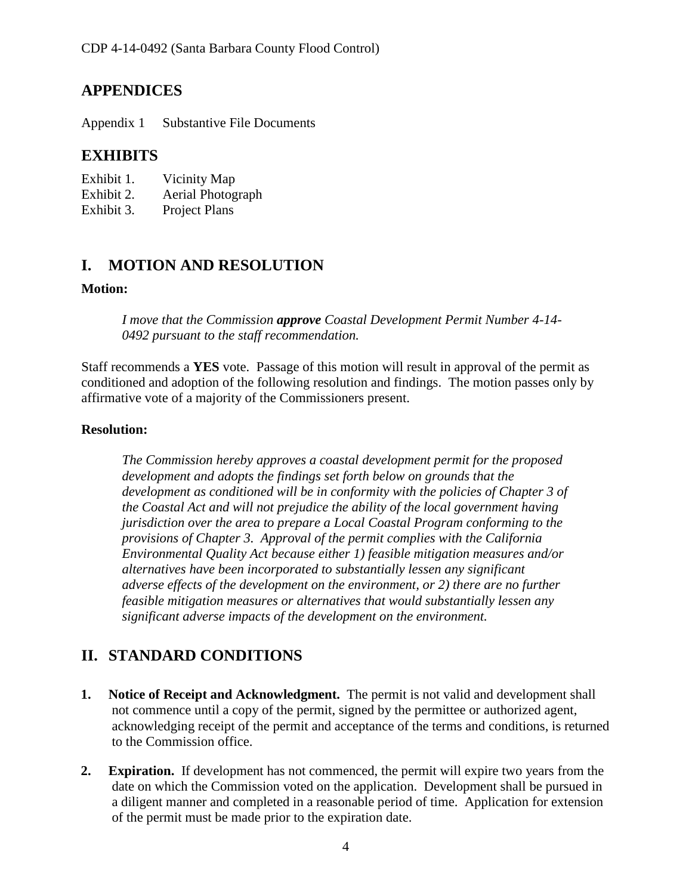## APPENDICES

Appendix 1 Substantive File Documents

## EXHIBITS

Exhibit 1. Vicinity Map
Exhibit 2. Aerial Photograph
Exhibit 3. Project Plans

## I. MOTION AND RESOLUTION

**Motion:**

*I move that the Commission* ***approve*** *Coastal Development Permit Number 4-14-0492 pursuant to the staff recommendation.*

Staff recommends a **YES** vote. Passage of this motion will result in approval of the permit as conditioned and adoption of the following resolution and findings. The motion passes only by affirmative vote of a majority of the Commissioners present.

**Resolution:**

*The Commission hereby approves a coastal development permit for the proposed development and adopts the findings set forth below on grounds that the development as conditioned will be in conformity with the policies of Chapter 3 of the Coastal Act and will not prejudice the ability of the local government having jurisdiction over the area to prepare a Local Coastal Program conforming to the provisions of Chapter 3. Approval of the permit complies with the California Environmental Quality Act because either 1) feasible mitigation measures and/or alternatives have been incorporated to substantially lessen any significant adverse effects of the development on the environment, or 2) there are no further feasible mitigation measures or alternatives that would substantially lessen any significant adverse impacts of the development on the environment.*

## II. STANDARD CONDITIONS

1. **Notice of Receipt and Acknowledgment.** The permit is not valid and development shall not commence until a copy of the permit, signed by the permittee or authorized agent, acknowledging receipt of the permit and acceptance of the terms and conditions, is returned to the Commission office.

2. **Expiration.** If development has not commenced, the permit will expire two years from the date on which the Commission voted on the application. Development shall be pursued in a diligent manner and completed in a reasonable period of time. Application for extension of the permit must be made prior to the expiration date.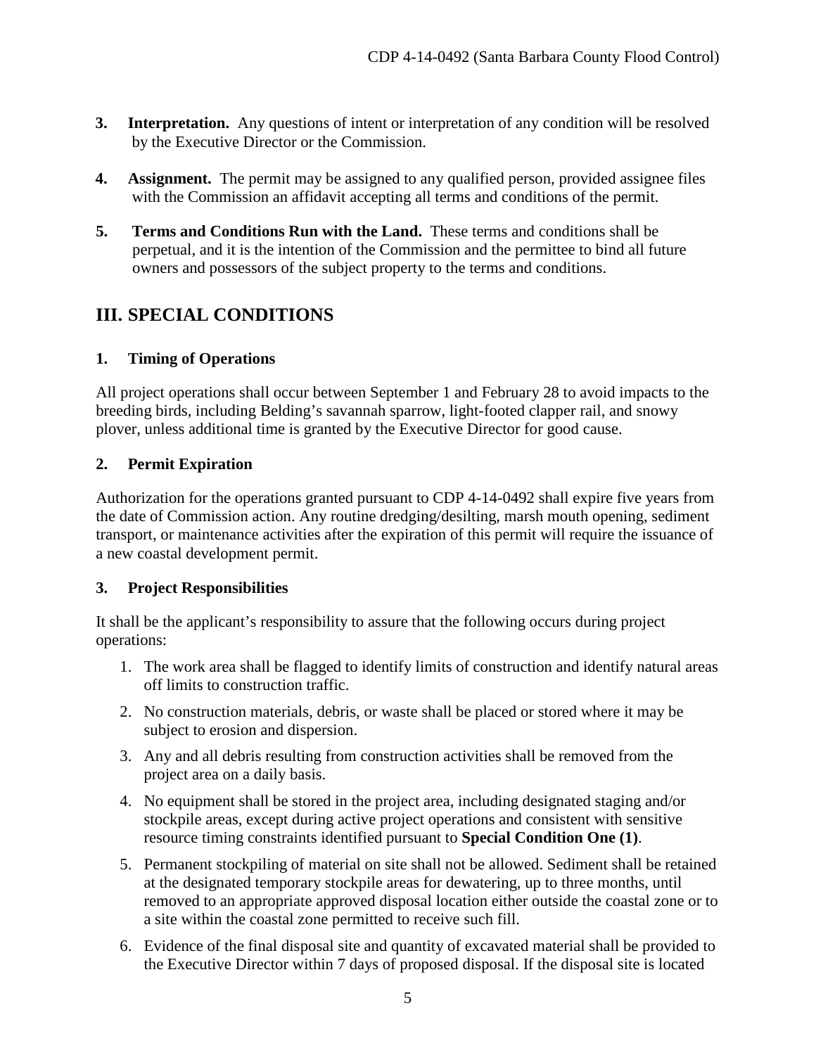3. **Interpretation.** Any questions of intent or interpretation of any condition will be resolved by the Executive Director or the Commission.

4. **Assignment.** The permit may be assigned to any qualified person, provided assignee files with the Commission an affidavit accepting all terms and conditions of the permit.

5. **Terms and Conditions Run with the Land.** These terms and conditions shall be perpetual, and it is the intention of the Commission and the permittee to bind all future owners and possessors of the subject property to the terms and conditions.

# III. SPECIAL CONDITIONS

### 1. Timing of Operations

All project operations shall occur between September 1 and February 28 to avoid impacts to the breeding birds, including Belding's savannah sparrow, light-footed clapper rail, and snowy plover, unless additional time is granted by the Executive Director for good cause.

### 2. Permit Expiration

Authorization for the operations granted pursuant to CDP 4-14-0492 shall expire five years from the date of Commission action. Any routine dredging/desilting, marsh mouth opening, sediment transport, or maintenance activities after the expiration of this permit will require the issuance of a new coastal development permit.

### 3. Project Responsibilities

It shall be the applicant's responsibility to assure that the following occurs during project operations:

1. The work area shall be flagged to identify limits of construction and identify natural areas off limits to construction traffic.
2. No construction materials, debris, or waste shall be placed or stored where it may be subject to erosion and dispersion.
3. Any and all debris resulting from construction activities shall be removed from the project area on a daily basis.
4. No equipment shall be stored in the project area, including designated staging and/or stockpile areas, except during active project operations and consistent with sensitive resource timing constraints identified pursuant to **Special Condition One (1)**.
5. Permanent stockpiling of material on site shall not be allowed. Sediment shall be retained at the designated temporary stockpile areas for dewatering, up to three months, until removed to an appropriate approved disposal location either outside the coastal zone or to a site within the coastal zone permitted to receive such fill.
6. Evidence of the final disposal site and quantity of excavated material shall be provided to the Executive Director within 7 days of proposed disposal. If the disposal site is located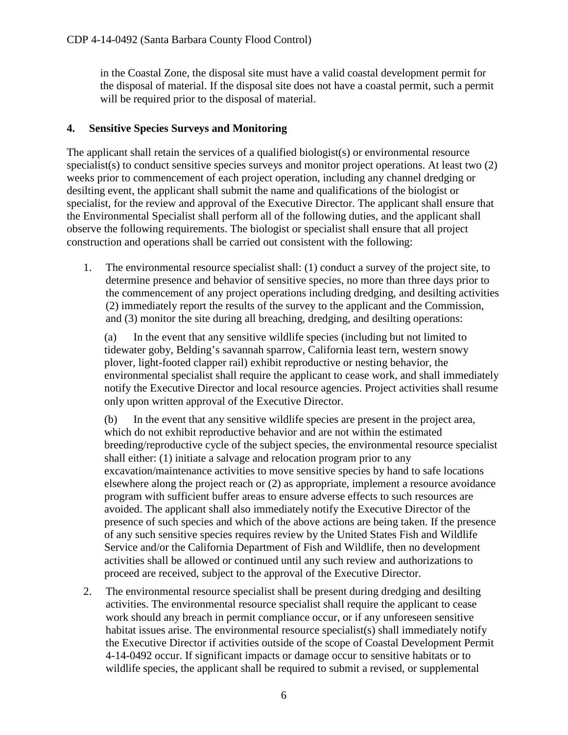in the Coastal Zone, the disposal site must have a valid coastal development permit for the disposal of material. If the disposal site does not have a coastal permit, such a permit will be required prior to the disposal of material.

## 4. Sensitive Species Surveys and Monitoring

The applicant shall retain the services of a qualified biologist(s) or environmental resource specialist(s) to conduct sensitive species surveys and monitor project operations. At least two (2) weeks prior to commencement of each project operation, including any channel dredging or desilting event, the applicant shall submit the name and qualifications of the biologist or specialist, for the review and approval of the Executive Director. The applicant shall ensure that the Environmental Specialist shall perform all of the following duties, and the applicant shall observe the following requirements. The biologist or specialist shall ensure that all project construction and operations shall be carried out consistent with the following:

1. The environmental resource specialist shall: (1) conduct a survey of the project site, to determine presence and behavior of sensitive species, no more than three days prior to the commencement of any project operations including dredging, and desilting activities (2) immediately report the results of the survey to the applicant and the Commission, and (3) monitor the site during all breaching, dredging, and desilting operations:

   (a) In the event that any sensitive wildlife species (including but not limited to tidewater goby, Belding's savannah sparrow, California least tern, western snowy plover, light-footed clapper rail) exhibit reproductive or nesting behavior, the environmental specialist shall require the applicant to cease work, and shall immediately notify the Executive Director and local resource agencies. Project activities shall resume only upon written approval of the Executive Director.

   (b) In the event that any sensitive wildlife species are present in the project area, which do not exhibit reproductive behavior and are not within the estimated breeding/reproductive cycle of the subject species, the environmental resource specialist shall either: (1) initiate a salvage and relocation program prior to any excavation/maintenance activities to move sensitive species by hand to safe locations elsewhere along the project reach or (2) as appropriate, implement a resource avoidance program with sufficient buffer areas to ensure adverse effects to such resources are avoided. The applicant shall also immediately notify the Executive Director of the presence of such species and which of the above actions are being taken. If the presence of any such sensitive species requires review by the United States Fish and Wildlife Service and/or the California Department of Fish and Wildlife, then no development activities shall be allowed or continued until any such review and authorizations to proceed are received, subject to the approval of the Executive Director.

2. The environmental resource specialist shall be present during dredging and desilting activities. The environmental resource specialist shall require the applicant to cease work should any breach in permit compliance occur, or if any unforeseen sensitive habitat issues arise. The environmental resource specialist(s) shall immediately notify the Executive Director if activities outside of the scope of Coastal Development Permit 4-14-0492 occur. If significant impacts or damage occur to sensitive habitats or to wildlife species, the applicant shall be required to submit a revised, or supplemental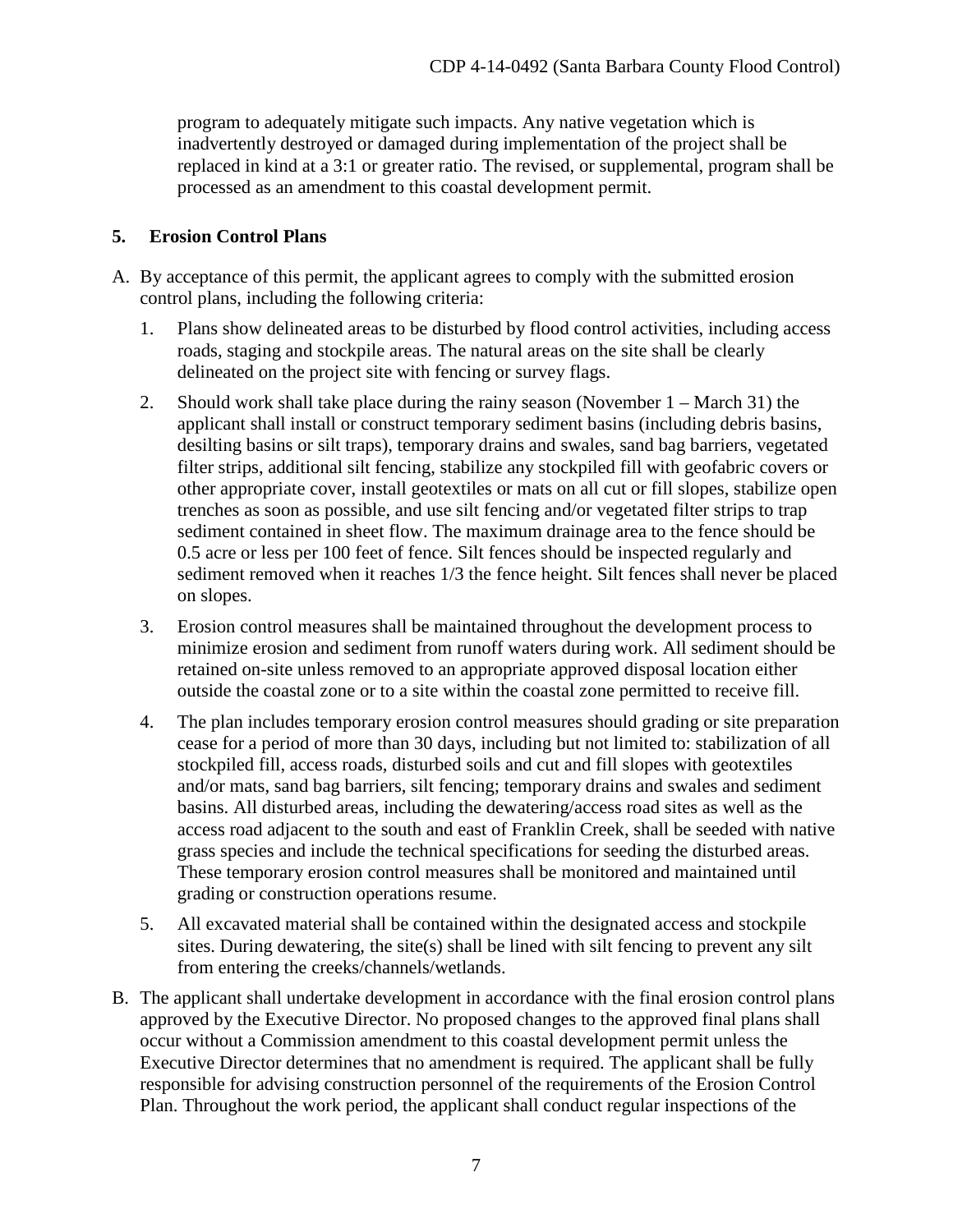program to adequately mitigate such impacts. Any native vegetation which is inadvertently destroyed or damaged during implementation of the project shall be replaced in kind at a 3:1 or greater ratio. The revised, or supplemental, program shall be processed as an amendment to this coastal development permit.

**5. Erosion Control Plans**

A. By acceptance of this permit, the applicant agrees to comply with the submitted erosion control plans, including the following criteria:

   1. Plans show delineated areas to be disturbed by flood control activities, including access roads, staging and stockpile areas. The natural areas on the site shall be clearly delineated on the project site with fencing or survey flags.

   2. Should work shall take place during the rainy season (November 1 – March 31) the applicant shall install or construct temporary sediment basins (including debris basins, desilting basins or silt traps), temporary drains and swales, sand bag barriers, vegetated filter strips, additional silt fencing, stabilize any stockpiled fill with geofabric covers or other appropriate cover, install geotextiles or mats on all cut or fill slopes, stabilize open trenches as soon as possible, and use silt fencing and/or vegetated filter strips to trap sediment contained in sheet flow. The maximum drainage area to the fence should be 0.5 acre or less per 100 feet of fence. Silt fences should be inspected regularly and sediment removed when it reaches 1/3 the fence height. Silt fences shall never be placed on slopes.

   3. Erosion control measures shall be maintained throughout the development process to minimize erosion and sediment from runoff waters during work. All sediment should be retained on-site unless removed to an appropriate approved disposal location either outside the coastal zone or to a site within the coastal zone permitted to receive fill.

   4. The plan includes temporary erosion control measures should grading or site preparation cease for a period of more than 30 days, including but not limited to: stabilization of all stockpiled fill, access roads, disturbed soils and cut and fill slopes with geotextiles and/or mats, sand bag barriers, silt fencing; temporary drains and swales and sediment basins. All disturbed areas, including the dewatering/access road sites as well as the access road adjacent to the south and east of Franklin Creek, shall be seeded with native grass species and include the technical specifications for seeding the disturbed areas. These temporary erosion control measures shall be monitored and maintained until grading or construction operations resume.

   5. All excavated material shall be contained within the designated access and stockpile sites. During dewatering, the site(s) shall be lined with silt fencing to prevent any silt from entering the creeks/channels/wetlands.

B. The applicant shall undertake development in accordance with the final erosion control plans approved by the Executive Director. No proposed changes to the approved final plans shall occur without a Commission amendment to this coastal development permit unless the Executive Director determines that no amendment is required. The applicant shall be fully responsible for advising construction personnel of the requirements of the Erosion Control Plan. Throughout the work period, the applicant shall conduct regular inspections of the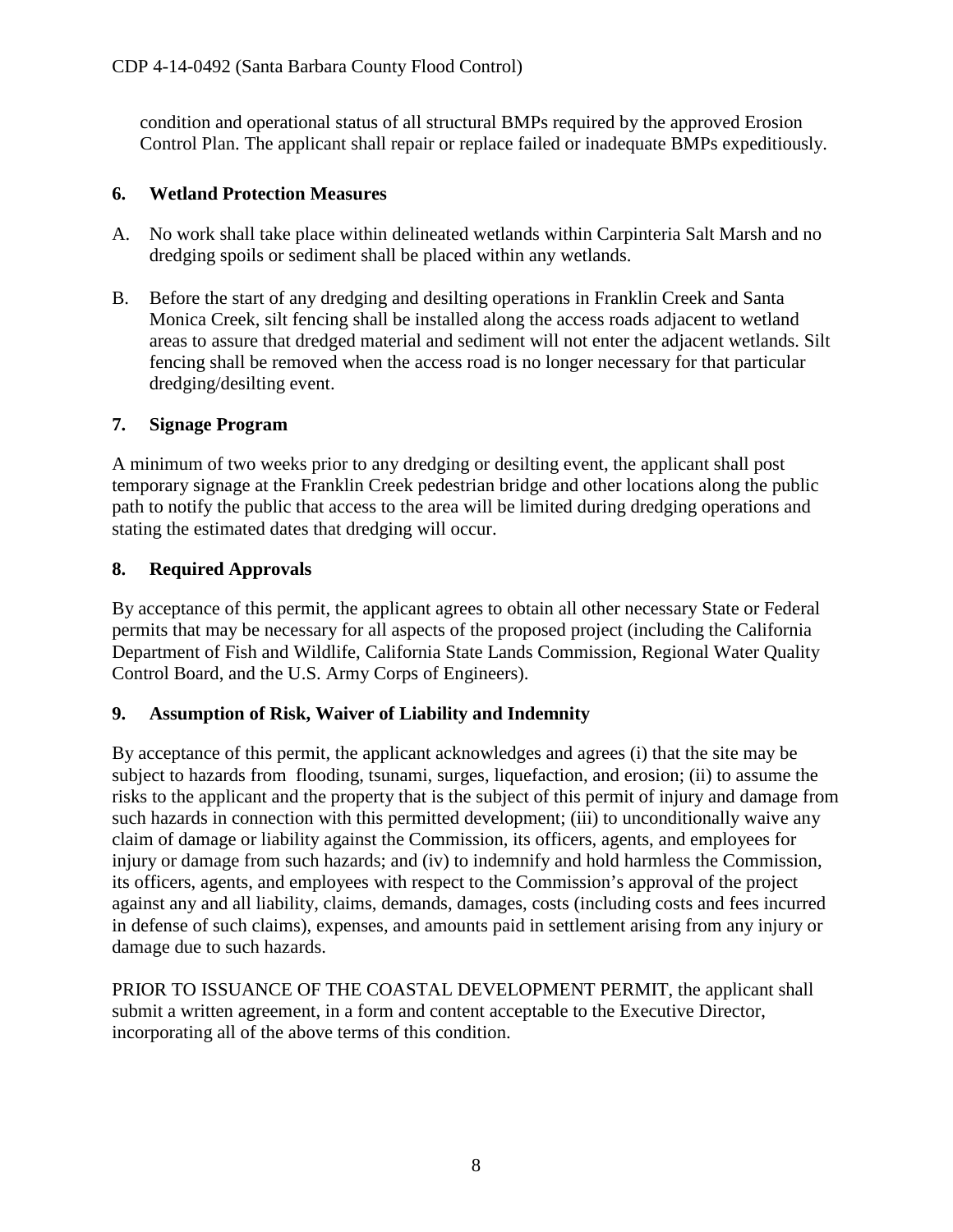condition and operational status of all structural BMPs required by the approved Erosion Control Plan. The applicant shall repair or replace failed or inadequate BMPs expeditiously.

### 6. Wetland Protection Measures

A. No work shall take place within delineated wetlands within Carpinteria Salt Marsh and no dredging spoils or sediment shall be placed within any wetlands.

B. Before the start of any dredging and desilting operations in Franklin Creek and Santa Monica Creek, silt fencing shall be installed along the access roads adjacent to wetland areas to assure that dredged material and sediment will not enter the adjacent wetlands. Silt fencing shall be removed when the access road is no longer necessary for that particular dredging/desilting event.

### 7. Signage Program

A minimum of two weeks prior to any dredging or desilting event, the applicant shall post temporary signage at the Franklin Creek pedestrian bridge and other locations along the public path to notify the public that access to the area will be limited during dredging operations and stating the estimated dates that dredging will occur.

### 8. Required Approvals

By acceptance of this permit, the applicant agrees to obtain all other necessary State or Federal permits that may be necessary for all aspects of the proposed project (including the California Department of Fish and Wildlife, California State Lands Commission, Regional Water Quality Control Board, and the U.S. Army Corps of Engineers).

### 9. Assumption of Risk, Waiver of Liability and Indemnity

By acceptance of this permit, the applicant acknowledges and agrees (i) that the site may be subject to hazards from flooding, tsunami, surges, liquefaction, and erosion; (ii) to assume the risks to the applicant and the property that is the subject of this permit of injury and damage from such hazards in connection with this permitted development; (iii) to unconditionally waive any claim of damage or liability against the Commission, its officers, agents, and employees for injury or damage from such hazards; and (iv) to indemnify and hold harmless the Commission, its officers, agents, and employees with respect to the Commission's approval of the project against any and all liability, claims, demands, damages, costs (including costs and fees incurred in defense of such claims), expenses, and amounts paid in settlement arising from any injury or damage due to such hazards.

PRIOR TO ISSUANCE OF THE COASTAL DEVELOPMENT PERMIT, the applicant shall submit a written agreement, in a form and content acceptable to the Executive Director, incorporating all of the above terms of this condition.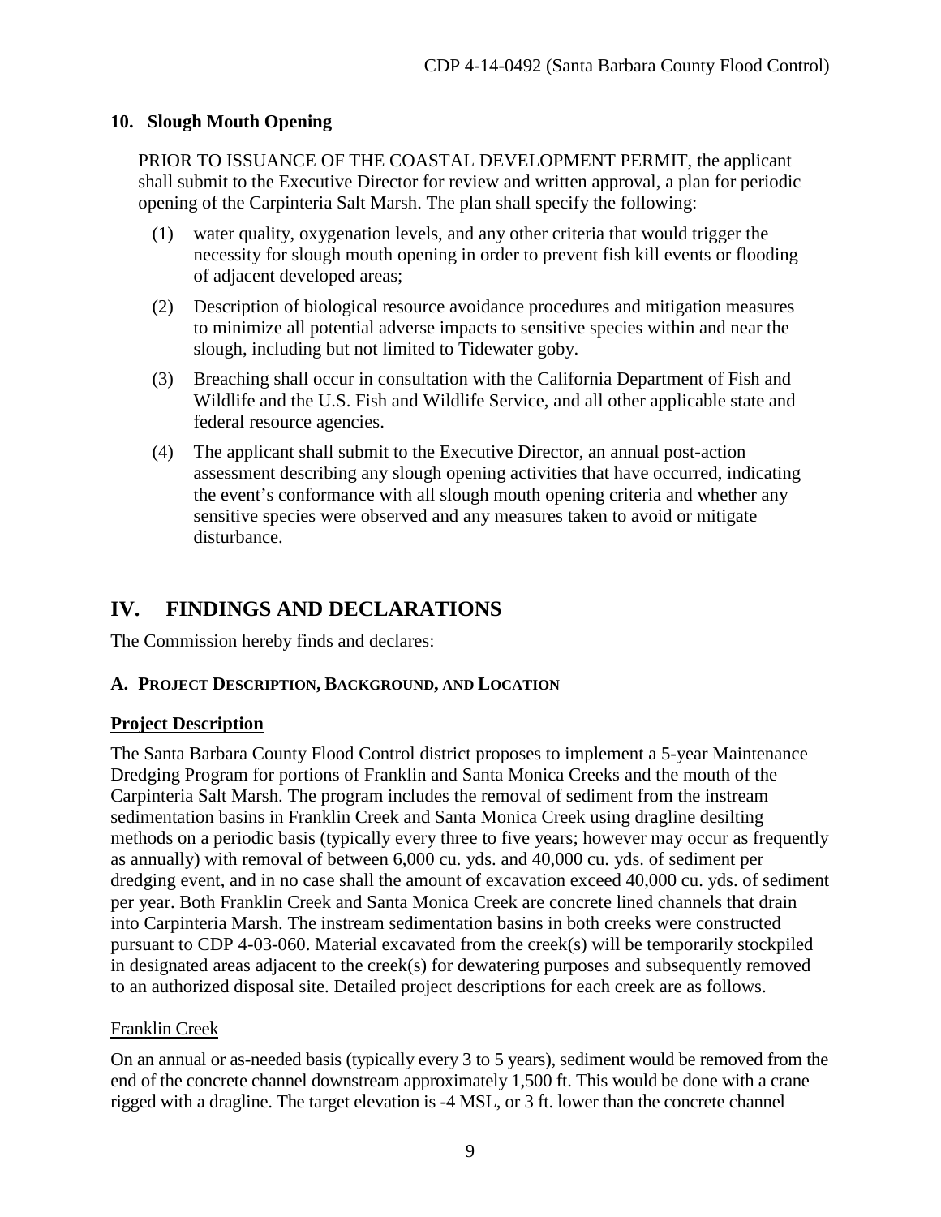### 10. Slough Mouth Opening

PRIOR TO ISSUANCE OF THE COASTAL DEVELOPMENT PERMIT, the applicant shall submit to the Executive Director for review and written approval, a plan for periodic opening of the Carpinteria Salt Marsh. The plan shall specify the following:

(1) water quality, oxygenation levels, and any other criteria that would trigger the necessity for slough mouth opening in order to prevent fish kill events or flooding of adjacent developed areas;

(2) Description of biological resource avoidance procedures and mitigation measures to minimize all potential adverse impacts to sensitive species within and near the slough, including but not limited to Tidewater goby.

(3) Breaching shall occur in consultation with the California Department of Fish and Wildlife and the U.S. Fish and Wildlife Service, and all other applicable state and federal resource agencies.

(4) The applicant shall submit to the Executive Director, an annual post-action assessment describing any slough opening activities that have occurred, indicating the event's conformance with all slough mouth opening criteria and whether any sensitive species were observed and any measures taken to avoid or mitigate disturbance.

# IV. FINDINGS AND DECLARATIONS

The Commission hereby finds and declares:

## A. PROJECT DESCRIPTION, BACKGROUND, AND LOCATION

**Project Description**

The Santa Barbara County Flood Control district proposes to implement a 5-year Maintenance Dredging Program for portions of Franklin and Santa Monica Creeks and the mouth of the Carpinteria Salt Marsh. The program includes the removal of sediment from the instream sedimentation basins in Franklin Creek and Santa Monica Creek using dragline desilting methods on a periodic basis (typically every three to five years; however may occur as frequently as annually) with removal of between 6,000 cu. yds. and 40,000 cu. yds. of sediment per dredging event, and in no case shall the amount of excavation exceed 40,000 cu. yds. of sediment per year. Both Franklin Creek and Santa Monica Creek are concrete lined channels that drain into Carpinteria Marsh. The instream sedimentation basins in both creeks were constructed pursuant to CDP 4-03-060. Material excavated from the creek(s) will be temporarily stockpiled in designated areas adjacent to the creek(s) for dewatering purposes and subsequently removed to an authorized disposal site. Detailed project descriptions for each creek are as follows.

Franklin Creek

On an annual or as-needed basis (typically every 3 to 5 years), sediment would be removed from the end of the concrete channel downstream approximately 1,500 ft. This would be done with a crane rigged with a dragline. The target elevation is -4 MSL, or 3 ft. lower than the concrete channel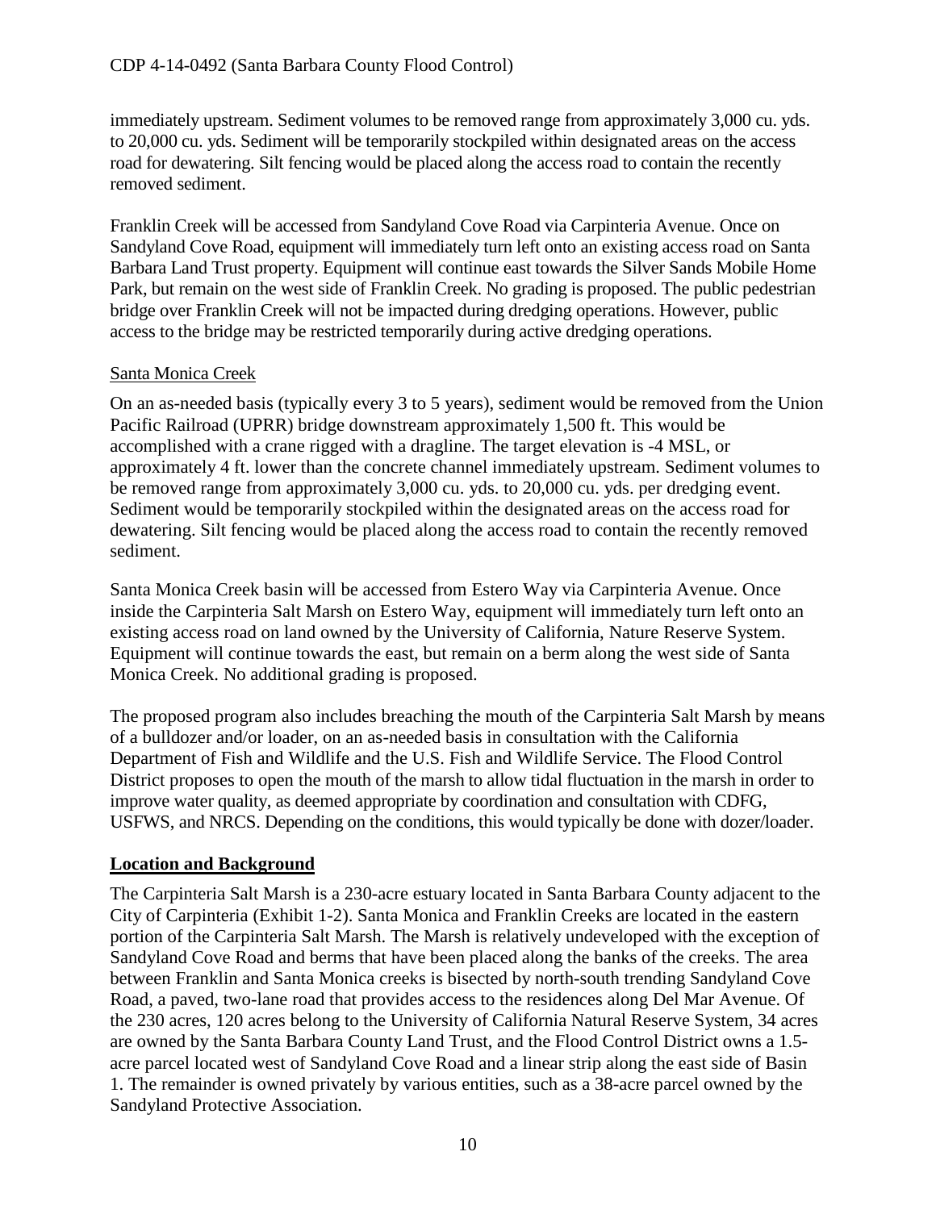immediately upstream. Sediment volumes to be removed range from approximately 3,000 cu. yds. to 20,000 cu. yds. Sediment will be temporarily stockpiled within designated areas on the access road for dewatering. Silt fencing would be placed along the access road to contain the recently removed sediment.

Franklin Creek will be accessed from Sandyland Cove Road via Carpinteria Avenue. Once on Sandyland Cove Road, equipment will immediately turn left onto an existing access road on Santa Barbara Land Trust property. Equipment will continue east towards the Silver Sands Mobile Home Park, but remain on the west side of Franklin Creek. No grading is proposed. The public pedestrian bridge over Franklin Creek will not be impacted during dredging operations. However, public access to the bridge may be restricted temporarily during active dredging operations.

Santa Monica Creek

On an as-needed basis (typically every 3 to 5 years), sediment would be removed from the Union Pacific Railroad (UPRR) bridge downstream approximately 1,500 ft. This would be accomplished with a crane rigged with a dragline. The target elevation is -4 MSL, or approximately 4 ft. lower than the concrete channel immediately upstream. Sediment volumes to be removed range from approximately 3,000 cu. yds. to 20,000 cu. yds. per dredging event. Sediment would be temporarily stockpiled within the designated areas on the access road for dewatering. Silt fencing would be placed along the access road to contain the recently removed sediment.

Santa Monica Creek basin will be accessed from Estero Way via Carpinteria Avenue. Once inside the Carpinteria Salt Marsh on Estero Way, equipment will immediately turn left onto an existing access road on land owned by the University of California, Nature Reserve System. Equipment will continue towards the east, but remain on a berm along the west side of Santa Monica Creek. No additional grading is proposed.

The proposed program also includes breaching the mouth of the Carpinteria Salt Marsh by means of a bulldozer and/or loader, on an as-needed basis in consultation with the California Department of Fish and Wildlife and the U.S. Fish and Wildlife Service. The Flood Control District proposes to open the mouth of the marsh to allow tidal fluctuation in the marsh in order to improve water quality, as deemed appropriate by coordination and consultation with CDFG, USFWS, and NRCS. Depending on the conditions, this would typically be done with dozer/loader.

## Location and Background

The Carpinteria Salt Marsh is a 230-acre estuary located in Santa Barbara County adjacent to the City of Carpinteria (Exhibit 1-2). Santa Monica and Franklin Creeks are located in the eastern portion of the Carpinteria Salt Marsh. The Marsh is relatively undeveloped with the exception of Sandyland Cove Road and berms that have been placed along the banks of the creeks. The area between Franklin and Santa Monica creeks is bisected by north-south trending Sandyland Cove Road, a paved, two-lane road that provides access to the residences along Del Mar Avenue. Of the 230 acres, 120 acres belong to the University of California Natural Reserve System, 34 acres are owned by the Santa Barbara County Land Trust, and the Flood Control District owns a 1.5-acre parcel located west of Sandyland Cove Road and a linear strip along the east side of Basin 1. The remainder is owned privately by various entities, such as a 38-acre parcel owned by the Sandyland Protective Association.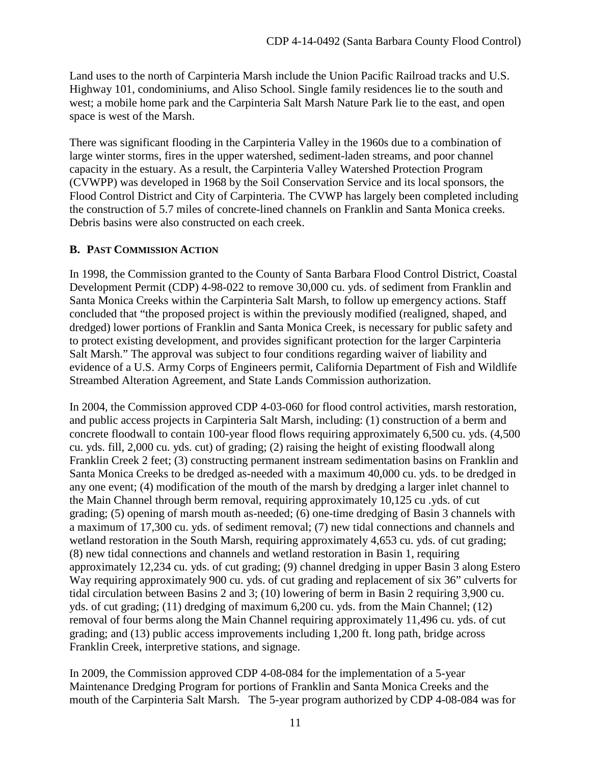Land uses to the north of Carpinteria Marsh include the Union Pacific Railroad tracks and U.S. Highway 101, condominiums, and Aliso School. Single family residences lie to the south and west; a mobile home park and the Carpinteria Salt Marsh Nature Park lie to the east, and open space is west of the Marsh.

There was significant flooding in the Carpinteria Valley in the 1960s due to a combination of large winter storms, fires in the upper watershed, sediment-laden streams, and poor channel capacity in the estuary. As a result, the Carpinteria Valley Watershed Protection Program (CVWPP) was developed in 1968 by the Soil Conservation Service and its local sponsors, the Flood Control District and City of Carpinteria. The CVWP has largely been completed including the construction of 5.7 miles of concrete-lined channels on Franklin and Santa Monica creeks. Debris basins were also constructed on each creek.

### B. Past Commission Action

In 1998, the Commission granted to the County of Santa Barbara Flood Control District, Coastal Development Permit (CDP) 4-98-022 to remove 30,000 cu. yds. of sediment from Franklin and Santa Monica Creeks within the Carpinteria Salt Marsh, to follow up emergency actions. Staff concluded that "the proposed project is within the previously modified (realigned, shaped, and dredged) lower portions of Franklin and Santa Monica Creek, is necessary for public safety and to protect existing development, and provides significant protection for the larger Carpinteria Salt Marsh." The approval was subject to four conditions regarding waiver of liability and evidence of a U.S. Army Corps of Engineers permit, California Department of Fish and Wildlife Streambed Alteration Agreement, and State Lands Commission authorization.

In 2004, the Commission approved CDP 4-03-060 for flood control activities, marsh restoration, and public access projects in Carpinteria Salt Marsh, including: (1) construction of a berm and concrete floodwall to contain 100-year flood flows requiring approximately 6,500 cu. yds. (4,500 cu. yds. fill, 2,000 cu. yds. cut) of grading; (2) raising the height of existing floodwall along Franklin Creek 2 feet; (3) constructing permanent instream sedimentation basins on Franklin and Santa Monica Creeks to be dredged as-needed with a maximum 40,000 cu. yds. to be dredged in any one event; (4) modification of the mouth of the marsh by dredging a larger inlet channel to the Main Channel through berm removal, requiring approximately 10,125 cu .yds. of cut grading; (5) opening of marsh mouth as-needed; (6) one-time dredging of Basin 3 channels with a maximum of 17,300 cu. yds. of sediment removal; (7) new tidal connections and channels and wetland restoration in the South Marsh, requiring approximately 4,653 cu. yds. of cut grading; (8) new tidal connections and channels and wetland restoration in Basin 1, requiring approximately 12,234 cu. yds. of cut grading; (9) channel dredging in upper Basin 3 along Estero Way requiring approximately 900 cu. yds. of cut grading and replacement of six 36" culverts for tidal circulation between Basins 2 and 3; (10) lowering of berm in Basin 2 requiring 3,900 cu. yds. of cut grading; (11) dredging of maximum 6,200 cu. yds. from the Main Channel; (12) removal of four berms along the Main Channel requiring approximately 11,496 cu. yds. of cut grading; and (13) public access improvements including 1,200 ft. long path, bridge across Franklin Creek, interpretive stations, and signage.

In 2009, the Commission approved CDP 4-08-084 for the implementation of a 5-year Maintenance Dredging Program for portions of Franklin and Santa Monica Creeks and the mouth of the Carpinteria Salt Marsh. The 5-year program authorized by CDP 4-08-084 was for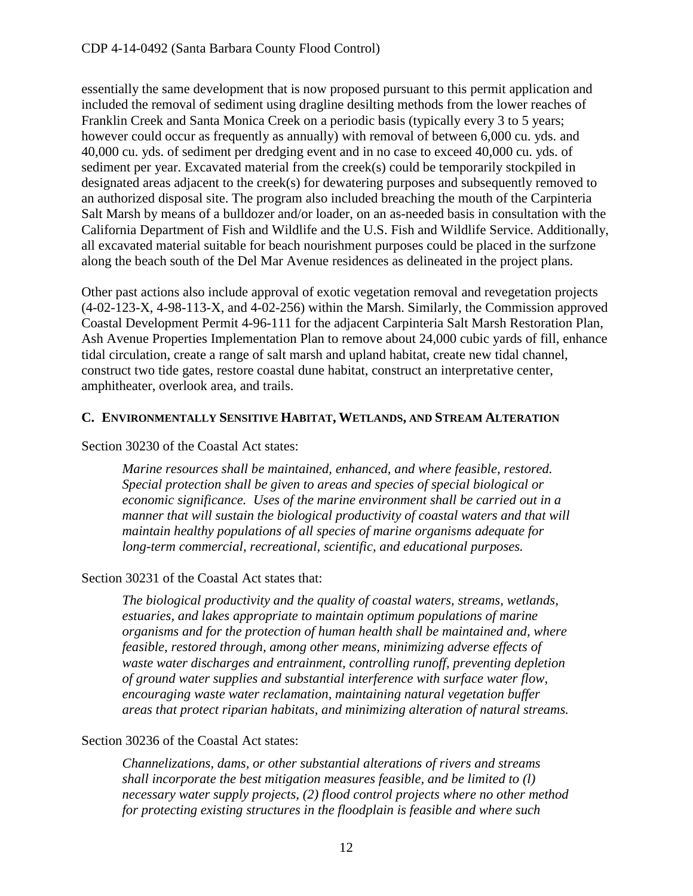essentially the same development that is now proposed pursuant to this permit application and included the removal of sediment using dragline desilting methods from the lower reaches of Franklin Creek and Santa Monica Creek on a periodic basis (typically every 3 to 5 years; however could occur as frequently as annually) with removal of between 6,000 cu. yds. and 40,000 cu. yds. of sediment per dredging event and in no case to exceed 40,000 cu. yds. of sediment per year. Excavated material from the creek(s) could be temporarily stockpiled in designated areas adjacent to the creek(s) for dewatering purposes and subsequently removed to an authorized disposal site. The program also included breaching the mouth of the Carpinteria Salt Marsh by means of a bulldozer and/or loader, on an as-needed basis in consultation with the California Department of Fish and Wildlife and the U.S. Fish and Wildlife Service. Additionally, all excavated material suitable for beach nourishment purposes could be placed in the surfzone along the beach south of the Del Mar Avenue residences as delineated in the project plans.

Other past actions also include approval of exotic vegetation removal and revegetation projects (4-02-123-X, 4-98-113-X, and 4-02-256) within the Marsh. Similarly, the Commission approved Coastal Development Permit 4-96-111 for the adjacent Carpinteria Salt Marsh Restoration Plan, Ash Avenue Properties Implementation Plan to remove about 24,000 cubic yards of fill, enhance tidal circulation, create a range of salt marsh and upland habitat, create new tidal channel, construct two tide gates, restore coastal dune habitat, construct an interpretative center, amphitheater, overlook area, and trails.

## C. Environmentally Sensitive Habitat, Wetlands, and Stream Alteration

Section 30230 of the Coastal Act states:

> *Marine resources shall be maintained, enhanced, and where feasible, restored. Special protection shall be given to areas and species of special biological or economic significance. Uses of the marine environment shall be carried out in a manner that will sustain the biological productivity of coastal waters and that will maintain healthy populations of all species of marine organisms adequate for long-term commercial, recreational, scientific, and educational purposes.*

Section 30231 of the Coastal Act states that:

> *The biological productivity and the quality of coastal waters, streams, wetlands, estuaries, and lakes appropriate to maintain optimum populations of marine organisms and for the protection of human health shall be maintained and, where feasible, restored through, among other means, minimizing adverse effects of waste water discharges and entrainment, controlling runoff, preventing depletion of ground water supplies and substantial interference with surface water flow, encouraging waste water reclamation, maintaining natural vegetation buffer areas that protect riparian habitats, and minimizing alteration of natural streams.*

Section 30236 of the Coastal Act states:

> *Channelizations, dams, or other substantial alterations of rivers and streams shall incorporate the best mitigation measures feasible, and be limited to (l) necessary water supply projects, (2) flood control projects where no other method for protecting existing structures in the floodplain is feasible and where such*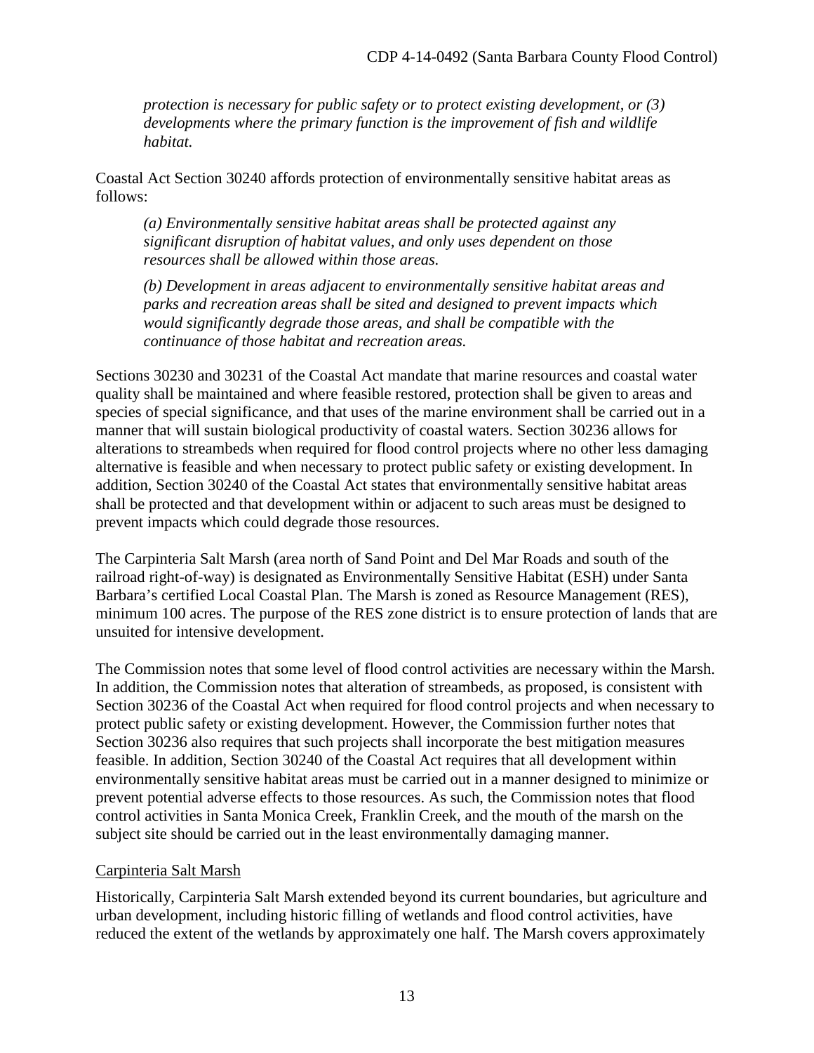*protection is necessary for public safety or to protect existing development, or (3) developments where the primary function is the improvement of fish and wildlife habitat.*

Coastal Act Section 30240 affords protection of environmentally sensitive habitat areas as follows:

*(a) Environmentally sensitive habitat areas shall be protected against any significant disruption of habitat values, and only uses dependent on those resources shall be allowed within those areas.*

*(b) Development in areas adjacent to environmentally sensitive habitat areas and parks and recreation areas shall be sited and designed to prevent impacts which would significantly degrade those areas, and shall be compatible with the continuance of those habitat and recreation areas.*

Sections 30230 and 30231 of the Coastal Act mandate that marine resources and coastal water quality shall be maintained and where feasible restored, protection shall be given to areas and species of special significance, and that uses of the marine environment shall be carried out in a manner that will sustain biological productivity of coastal waters. Section 30236 allows for alterations to streambeds when required for flood control projects where no other less damaging alternative is feasible and when necessary to protect public safety or existing development. In addition, Section 30240 of the Coastal Act states that environmentally sensitive habitat areas shall be protected and that development within or adjacent to such areas must be designed to prevent impacts which could degrade those resources.

The Carpinteria Salt Marsh (area north of Sand Point and Del Mar Roads and south of the railroad right-of-way) is designated as Environmentally Sensitive Habitat (ESH) under Santa Barbara's certified Local Coastal Plan. The Marsh is zoned as Resource Management (RES), minimum 100 acres. The purpose of the RES zone district is to ensure protection of lands that are unsuited for intensive development.

The Commission notes that some level of flood control activities are necessary within the Marsh. In addition, the Commission notes that alteration of streambeds, as proposed, is consistent with Section 30236 of the Coastal Act when required for flood control projects and when necessary to protect public safety or existing development. However, the Commission further notes that Section 30236 also requires that such projects shall incorporate the best mitigation measures feasible. In addition, Section 30240 of the Coastal Act requires that all development within environmentally sensitive habitat areas must be carried out in a manner designed to minimize or prevent potential adverse effects to those resources. As such, the Commission notes that flood control activities in Santa Monica Creek, Franklin Creek, and the mouth of the marsh on the subject site should be carried out in the least environmentally damaging manner.

<u>Carpinteria Salt Marsh</u>

Historically, Carpinteria Salt Marsh extended beyond its current boundaries, but agriculture and urban development, including historic filling of wetlands and flood control activities, have reduced the extent of the wetlands by approximately one half. The Marsh covers approximately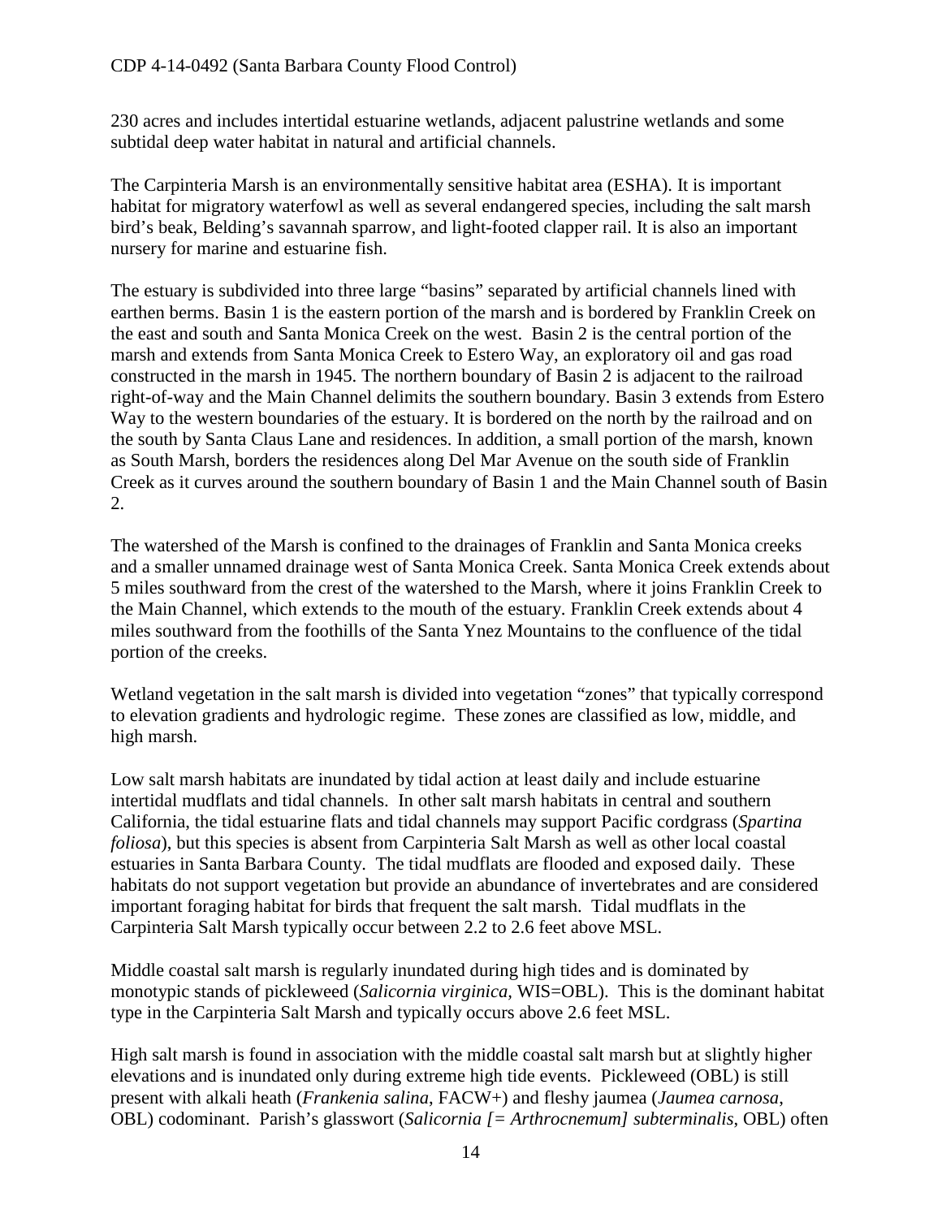230 acres and includes intertidal estuarine wetlands, adjacent palustrine wetlands and some subtidal deep water habitat in natural and artificial channels.

The Carpinteria Marsh is an environmentally sensitive habitat area (ESHA). It is important habitat for migratory waterfowl as well as several endangered species, including the salt marsh bird's beak, Belding's savannah sparrow, and light-footed clapper rail. It is also an important nursery for marine and estuarine fish.

The estuary is subdivided into three large "basins" separated by artificial channels lined with earthen berms. Basin 1 is the eastern portion of the marsh and is bordered by Franklin Creek on the east and south and Santa Monica Creek on the west. Basin 2 is the central portion of the marsh and extends from Santa Monica Creek to Estero Way, an exploratory oil and gas road constructed in the marsh in 1945. The northern boundary of Basin 2 is adjacent to the railroad right-of-way and the Main Channel delimits the southern boundary. Basin 3 extends from Estero Way to the western boundaries of the estuary. It is bordered on the north by the railroad and on the south by Santa Claus Lane and residences. In addition, a small portion of the marsh, known as South Marsh, borders the residences along Del Mar Avenue on the south side of Franklin Creek as it curves around the southern boundary of Basin 1 and the Main Channel south of Basin 2.

The watershed of the Marsh is confined to the drainages of Franklin and Santa Monica creeks and a smaller unnamed drainage west of Santa Monica Creek. Santa Monica Creek extends about 5 miles southward from the crest of the watershed to the Marsh, where it joins Franklin Creek to the Main Channel, which extends to the mouth of the estuary. Franklin Creek extends about 4 miles southward from the foothills of the Santa Ynez Mountains to the confluence of the tidal portion of the creeks.

Wetland vegetation in the salt marsh is divided into vegetation "zones" that typically correspond to elevation gradients and hydrologic regime. These zones are classified as low, middle, and high marsh.

Low salt marsh habitats are inundated by tidal action at least daily and include estuarine intertidal mudflats and tidal channels. In other salt marsh habitats in central and southern California, the tidal estuarine flats and tidal channels may support Pacific cordgrass (*Spartina foliosa*), but this species is absent from Carpinteria Salt Marsh as well as other local coastal estuaries in Santa Barbara County. The tidal mudflats are flooded and exposed daily. These habitats do not support vegetation but provide an abundance of invertebrates and are considered important foraging habitat for birds that frequent the salt marsh. Tidal mudflats in the Carpinteria Salt Marsh typically occur between 2.2 to 2.6 feet above MSL.

Middle coastal salt marsh is regularly inundated during high tides and is dominated by monotypic stands of pickleweed (*Salicornia virginica*, WIS=OBL). This is the dominant habitat type in the Carpinteria Salt Marsh and typically occurs above 2.6 feet MSL.

High salt marsh is found in association with the middle coastal salt marsh but at slightly higher elevations and is inundated only during extreme high tide events. Pickleweed (OBL) is still present with alkali heath (*Frankenia salina*, FACW+) and fleshy jaumea (*Jaumea carnosa*, OBL) codominant. Parish's glasswort (*Salicornia [= Arthrocnemum] subterminalis*, OBL) often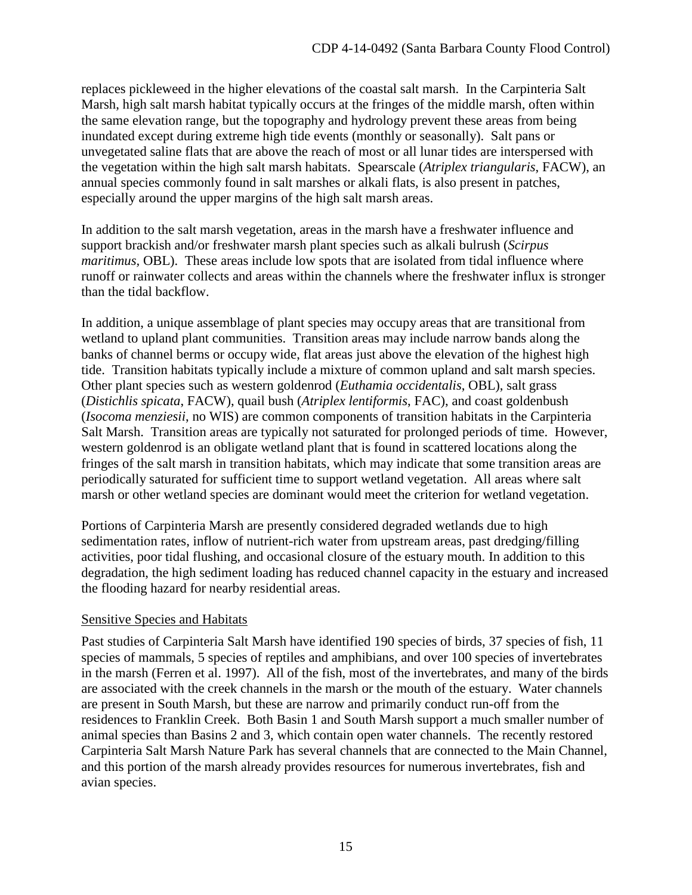replaces pickleweed in the higher elevations of the coastal salt marsh. In the Carpinteria Salt Marsh, high salt marsh habitat typically occurs at the fringes of the middle marsh, often within the same elevation range, but the topography and hydrology prevent these areas from being inundated except during extreme high tide events (monthly or seasonally). Salt pans or unvegetated saline flats that are above the reach of most or all lunar tides are interspersed with the vegetation within the high salt marsh habitats. Spearscale (*Atriplex triangularis*, FACW), an annual species commonly found in salt marshes or alkali flats, is also present in patches, especially around the upper margins of the high salt marsh areas.

In addition to the salt marsh vegetation, areas in the marsh have a freshwater influence and support brackish and/or freshwater marsh plant species such as alkali bulrush (*Scirpus maritimus*, OBL). These areas include low spots that are isolated from tidal influence where runoff or rainwater collects and areas within the channels where the freshwater influx is stronger than the tidal backflow.

In addition, a unique assemblage of plant species may occupy areas that are transitional from wetland to upland plant communities. Transition areas may include narrow bands along the banks of channel berms or occupy wide, flat areas just above the elevation of the highest high tide. Transition habitats typically include a mixture of common upland and salt marsh species. Other plant species such as western goldenrod (*Euthamia occidentalis*, OBL), salt grass (*Distichlis spicata*, FACW), quail bush (*Atriplex lentiformis*, FAC), and coast goldenbush (*Isocoma menziesii*, no WIS) are common components of transition habitats in the Carpinteria Salt Marsh. Transition areas are typically not saturated for prolonged periods of time. However, western goldenrod is an obligate wetland plant that is found in scattered locations along the fringes of the salt marsh in transition habitats, which may indicate that some transition areas are periodically saturated for sufficient time to support wetland vegetation. All areas where salt marsh or other wetland species are dominant would meet the criterion for wetland vegetation.

Portions of Carpinteria Marsh are presently considered degraded wetlands due to high sedimentation rates, inflow of nutrient-rich water from upstream areas, past dredging/filling activities, poor tidal flushing, and occasional closure of the estuary mouth. In addition to this degradation, the high sediment loading has reduced channel capacity in the estuary and increased the flooding hazard for nearby residential areas.

### Sensitive Species and Habitats

Past studies of Carpinteria Salt Marsh have identified 190 species of birds, 37 species of fish, 11 species of mammals, 5 species of reptiles and amphibians, and over 100 species of invertebrates in the marsh (Ferren et al. 1997). All of the fish, most of the invertebrates, and many of the birds are associated with the creek channels in the marsh or the mouth of the estuary. Water channels are present in South Marsh, but these are narrow and primarily conduct run-off from the residences to Franklin Creek. Both Basin 1 and South Marsh support a much smaller number of animal species than Basins 2 and 3, which contain open water channels. The recently restored Carpinteria Salt Marsh Nature Park has several channels that are connected to the Main Channel, and this portion of the marsh already provides resources for numerous invertebrates, fish and avian species.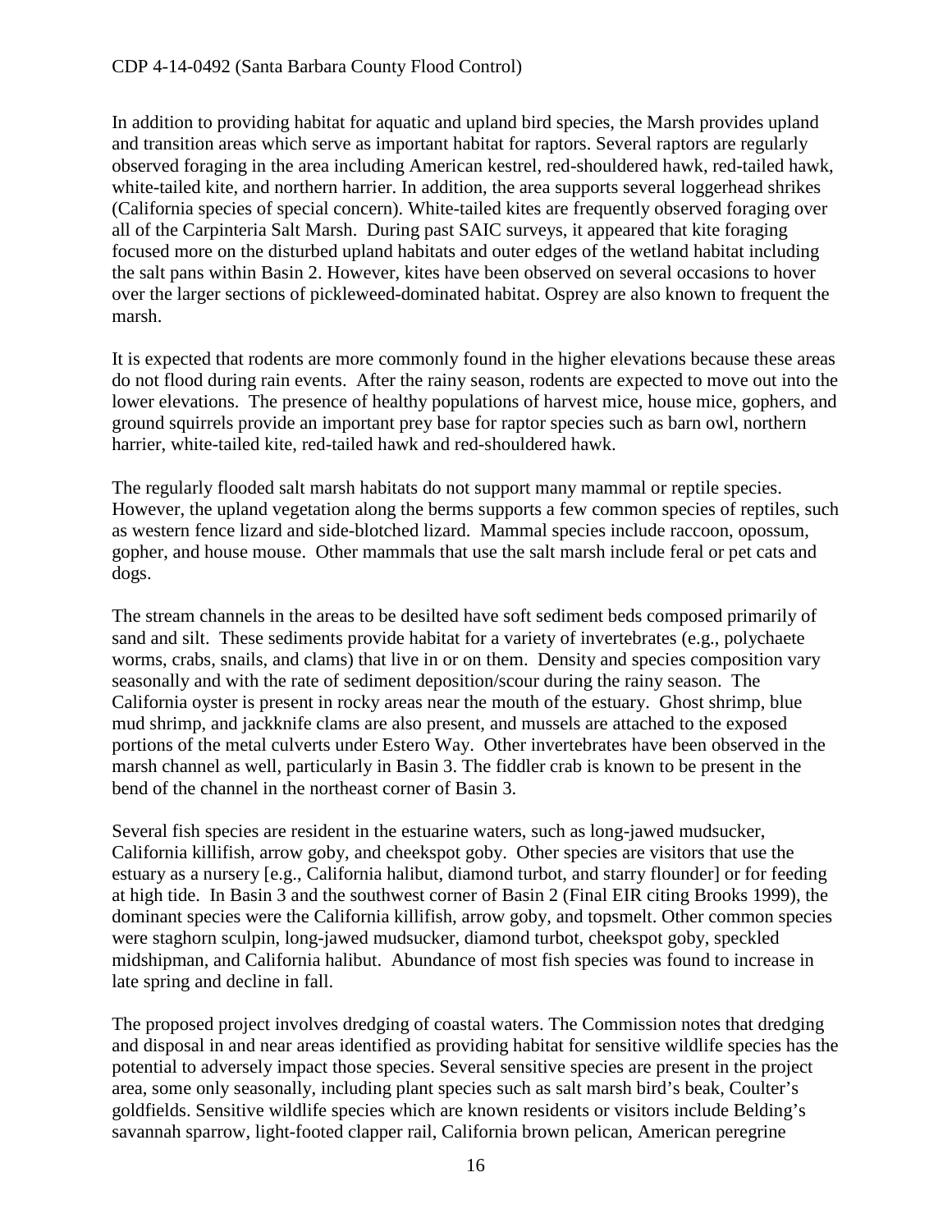In addition to providing habitat for aquatic and upland bird species, the Marsh provides upland and transition areas which serve as important habitat for raptors. Several raptors are regularly observed foraging in the area including American kestrel, red-shouldered hawk, red-tailed hawk, white-tailed kite, and northern harrier. In addition, the area supports several loggerhead shrikes (California species of special concern). White-tailed kites are frequently observed foraging over all of the Carpinteria Salt Marsh. During past SAIC surveys, it appeared that kite foraging focused more on the disturbed upland habitats and outer edges of the wetland habitat including the salt pans within Basin 2. However, kites have been observed on several occasions to hover over the larger sections of pickleweed-dominated habitat. Osprey are also known to frequent the marsh.

It is expected that rodents are more commonly found in the higher elevations because these areas do not flood during rain events. After the rainy season, rodents are expected to move out into the lower elevations. The presence of healthy populations of harvest mice, house mice, gophers, and ground squirrels provide an important prey base for raptor species such as barn owl, northern harrier, white-tailed kite, red-tailed hawk and red-shouldered hawk.

The regularly flooded salt marsh habitats do not support many mammal or reptile species. However, the upland vegetation along the berms supports a few common species of reptiles, such as western fence lizard and side-blotched lizard. Mammal species include raccoon, opossum, gopher, and house mouse. Other mammals that use the salt marsh include feral or pet cats and dogs.

The stream channels in the areas to be desilted have soft sediment beds composed primarily of sand and silt. These sediments provide habitat for a variety of invertebrates (e.g., polychaete worms, crabs, snails, and clams) that live in or on them. Density and species composition vary seasonally and with the rate of sediment deposition/scour during the rainy season. The California oyster is present in rocky areas near the mouth of the estuary. Ghost shrimp, blue mud shrimp, and jackknife clams are also present, and mussels are attached to the exposed portions of the metal culverts under Estero Way. Other invertebrates have been observed in the marsh channel as well, particularly in Basin 3. The fiddler crab is known to be present in the bend of the channel in the northeast corner of Basin 3.

Several fish species are resident in the estuarine waters, such as long-jawed mudsucker, California killifish, arrow goby, and cheekspot goby. Other species are visitors that use the estuary as a nursery [e.g., California halibut, diamond turbot, and starry flounder] or for feeding at high tide. In Basin 3 and the southwest corner of Basin 2 (Final EIR citing Brooks 1999), the dominant species were the California killifish, arrow goby, and topsmelt. Other common species were staghorn sculpin, long-jawed mudsucker, diamond turbot, cheekspot goby, speckled midshipman, and California halibut. Abundance of most fish species was found to increase in late spring and decline in fall.

The proposed project involves dredging of coastal waters. The Commission notes that dredging and disposal in and near areas identified as providing habitat for sensitive wildlife species has the potential to adversely impact those species. Several sensitive species are present in the project area, some only seasonally, including plant species such as salt marsh bird's beak, Coulter's goldfields. Sensitive wildlife species which are known residents or visitors include Belding's savannah sparrow, light-footed clapper rail, California brown pelican, American peregrine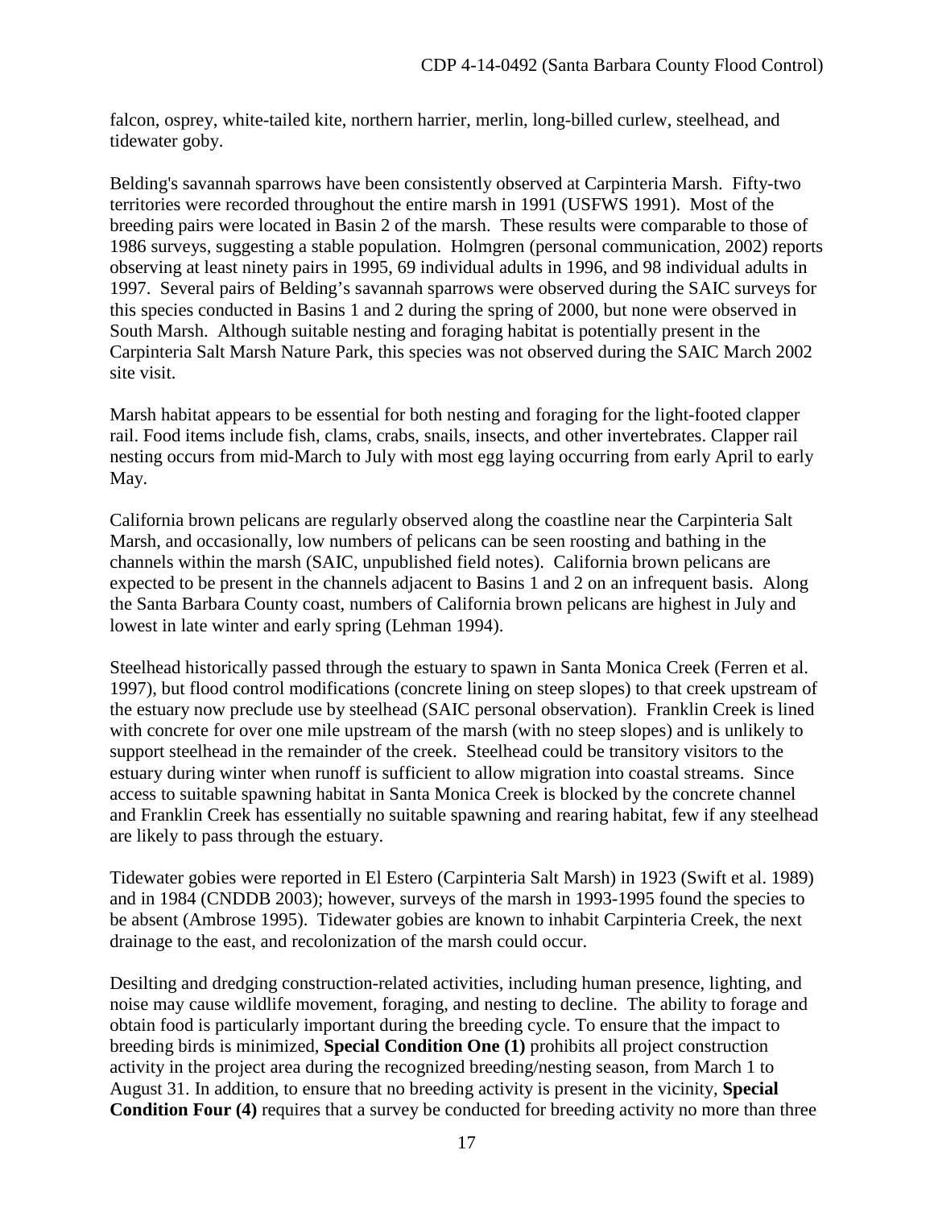falcon, osprey, white-tailed kite, northern harrier, merlin, long-billed curlew, steelhead, and tidewater goby.

Belding's savannah sparrows have been consistently observed at Carpinteria Marsh. Fifty-two territories were recorded throughout the entire marsh in 1991 (USFWS 1991). Most of the breeding pairs were located in Basin 2 of the marsh. These results were comparable to those of 1986 surveys, suggesting a stable population. Holmgren (personal communication, 2002) reports observing at least ninety pairs in 1995, 69 individual adults in 1996, and 98 individual adults in 1997. Several pairs of Belding's savannah sparrows were observed during the SAIC surveys for this species conducted in Basins 1 and 2 during the spring of 2000, but none were observed in South Marsh. Although suitable nesting and foraging habitat is potentially present in the Carpinteria Salt Marsh Nature Park, this species was not observed during the SAIC March 2002 site visit.

Marsh habitat appears to be essential for both nesting and foraging for the light-footed clapper rail. Food items include fish, clams, crabs, snails, insects, and other invertebrates. Clapper rail nesting occurs from mid-March to July with most egg laying occurring from early April to early May.

California brown pelicans are regularly observed along the coastline near the Carpinteria Salt Marsh, and occasionally, low numbers of pelicans can be seen roosting and bathing in the channels within the marsh (SAIC, unpublished field notes). California brown pelicans are expected to be present in the channels adjacent to Basins 1 and 2 on an infrequent basis. Along the Santa Barbara County coast, numbers of California brown pelicans are highest in July and lowest in late winter and early spring (Lehman 1994).

Steelhead historically passed through the estuary to spawn in Santa Monica Creek (Ferren et al. 1997), but flood control modifications (concrete lining on steep slopes) to that creek upstream of the estuary now preclude use by steelhead (SAIC personal observation). Franklin Creek is lined with concrete for over one mile upstream of the marsh (with no steep slopes) and is unlikely to support steelhead in the remainder of the creek. Steelhead could be transitory visitors to the estuary during winter when runoff is sufficient to allow migration into coastal streams. Since access to suitable spawning habitat in Santa Monica Creek is blocked by the concrete channel and Franklin Creek has essentially no suitable spawning and rearing habitat, few if any steelhead are likely to pass through the estuary.

Tidewater gobies were reported in El Estero (Carpinteria Salt Marsh) in 1923 (Swift et al. 1989) and in 1984 (CNDDB 2003); however, surveys of the marsh in 1993-1995 found the species to be absent (Ambrose 1995). Tidewater gobies are known to inhabit Carpinteria Creek, the next drainage to the east, and recolonization of the marsh could occur.

Desilting and dredging construction-related activities, including human presence, lighting, and noise may cause wildlife movement, foraging, and nesting to decline. The ability to forage and obtain food is particularly important during the breeding cycle. To ensure that the impact to breeding birds is minimized, **Special Condition One (1)** prohibits all project construction activity in the project area during the recognized breeding/nesting season, from March 1 to August 31. In addition, to ensure that no breeding activity is present in the vicinity, **Special Condition Four (4)** requires that a survey be conducted for breeding activity no more than three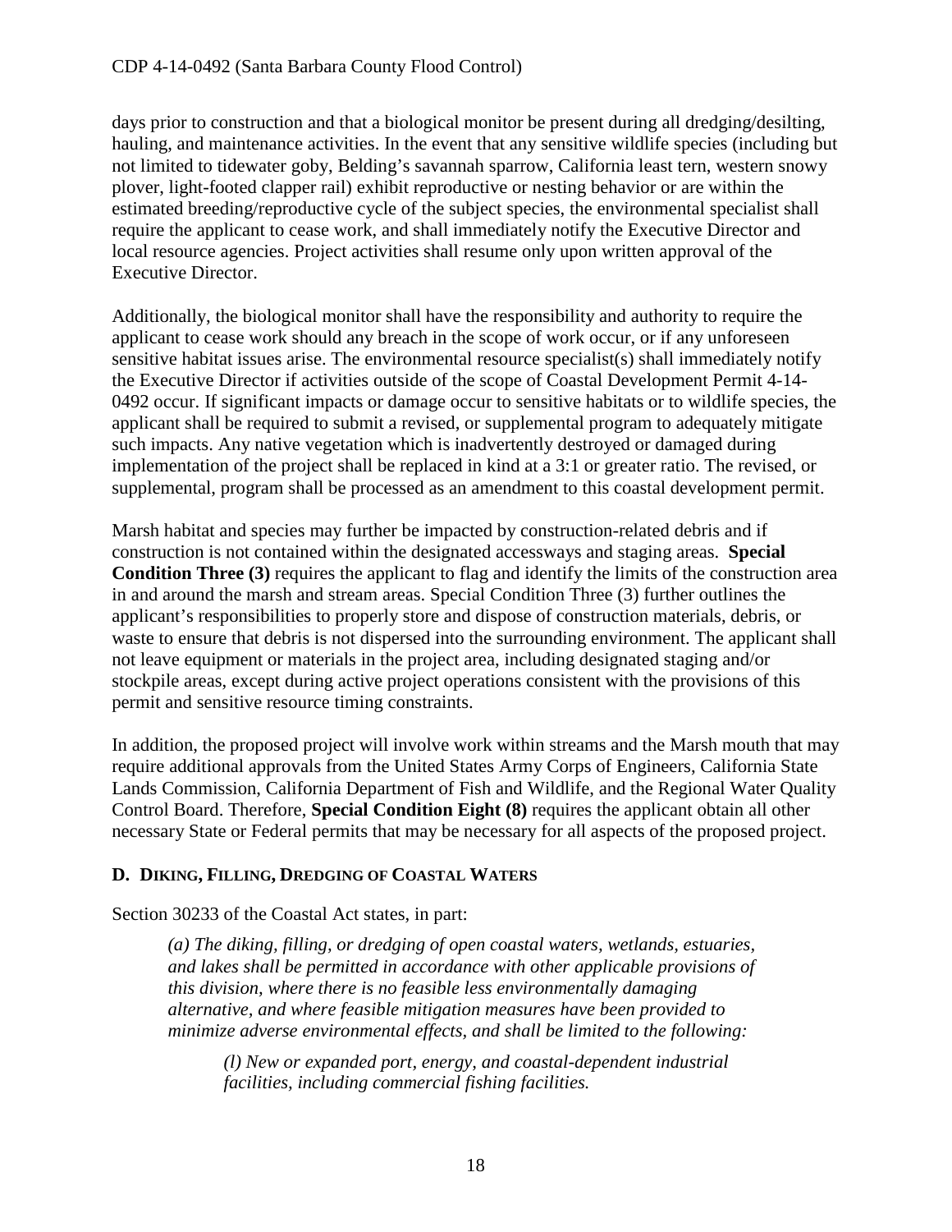days prior to construction and that a biological monitor be present during all dredging/desilting, hauling, and maintenance activities. In the event that any sensitive wildlife species (including but not limited to tidewater goby, Belding's savannah sparrow, California least tern, western snowy plover, light-footed clapper rail) exhibit reproductive or nesting behavior or are within the estimated breeding/reproductive cycle of the subject species, the environmental specialist shall require the applicant to cease work, and shall immediately notify the Executive Director and local resource agencies. Project activities shall resume only upon written approval of the Executive Director.

Additionally, the biological monitor shall have the responsibility and authority to require the applicant to cease work should any breach in the scope of work occur, or if any unforeseen sensitive habitat issues arise. The environmental resource specialist(s) shall immediately notify the Executive Director if activities outside of the scope of Coastal Development Permit 4-14-0492 occur. If significant impacts or damage occur to sensitive habitats or to wildlife species, the applicant shall be required to submit a revised, or supplemental program to adequately mitigate such impacts. Any native vegetation which is inadvertently destroyed or damaged during implementation of the project shall be replaced in kind at a 3:1 or greater ratio. The revised, or supplemental, program shall be processed as an amendment to this coastal development permit.

Marsh habitat and species may further be impacted by construction-related debris and if construction is not contained within the designated accessways and staging areas. **Special Condition Three (3)** requires the applicant to flag and identify the limits of the construction area in and around the marsh and stream areas. Special Condition Three (3) further outlines the applicant's responsibilities to properly store and dispose of construction materials, debris, or waste to ensure that debris is not dispersed into the surrounding environment. The applicant shall not leave equipment or materials in the project area, including designated staging and/or stockpile areas, except during active project operations consistent with the provisions of this permit and sensitive resource timing constraints.

In addition, the proposed project will involve work within streams and the Marsh mouth that may require additional approvals from the United States Army Corps of Engineers, California State Lands Commission, California Department of Fish and Wildlife, and the Regional Water Quality Control Board. Therefore, **Special Condition Eight (8)** requires the applicant obtain all other necessary State or Federal permits that may be necessary for all aspects of the proposed project.

## D. DIKING, FILLING, DREDGING OF COASTAL WATERS

Section 30233 of the Coastal Act states, in part:

> *(a) The diking, filling, or dredging of open coastal waters, wetlands, estuaries, and lakes shall be permitted in accordance with other applicable provisions of this division, where there is no feasible less environmentally damaging alternative, and where feasible mitigation measures have been provided to minimize adverse environmental effects, and shall be limited to the following:*
>
> > *(l) New or expanded port, energy, and coastal-dependent industrial facilities, including commercial fishing facilities.*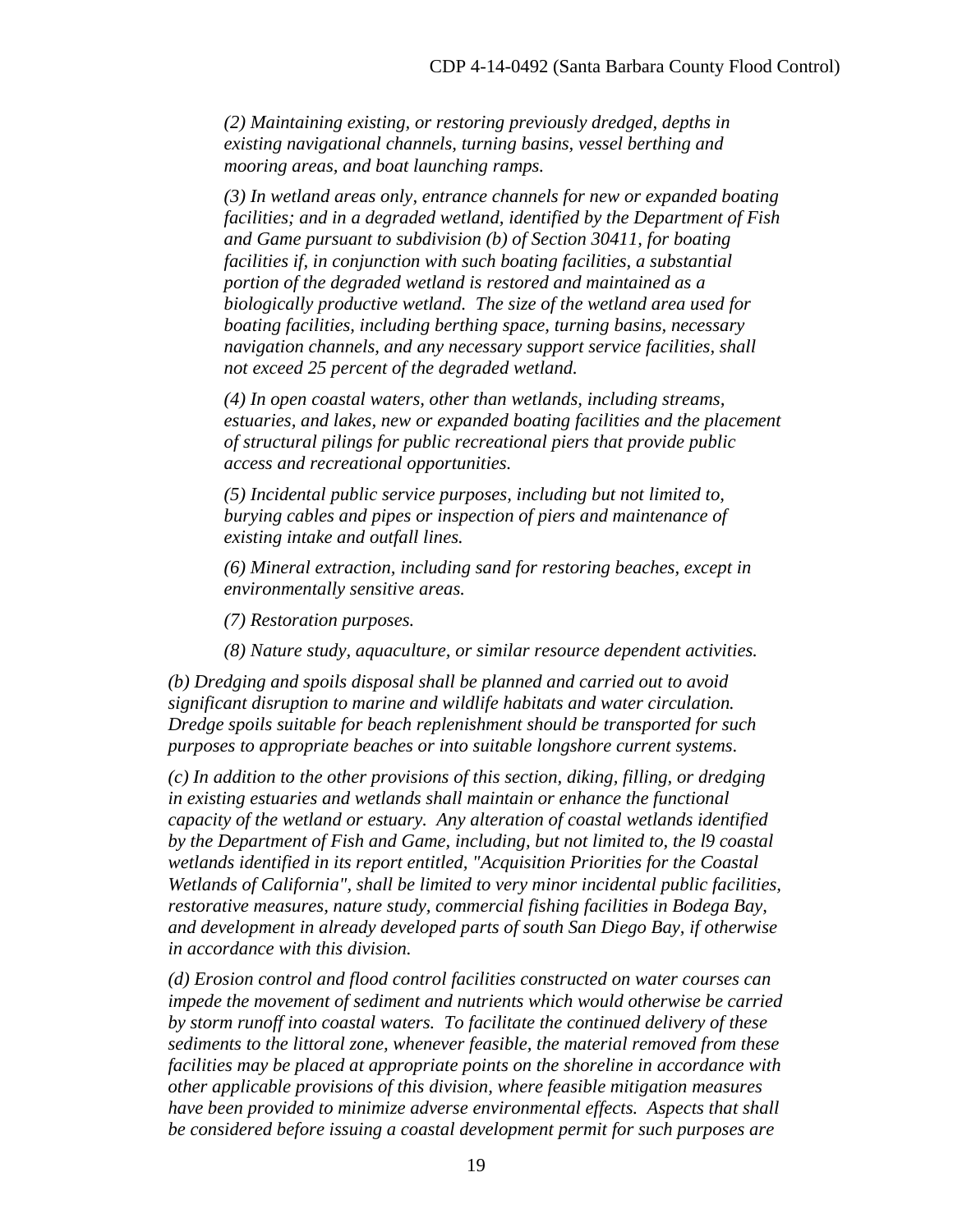*(2) Maintaining existing, or restoring previously dredged, depths in existing navigational channels, turning basins, vessel berthing and mooring areas, and boat launching ramps.*

*(3) In wetland areas only, entrance channels for new or expanded boating facilities; and in a degraded wetland, identified by the Department of Fish and Game pursuant to subdivision (b) of Section 30411, for boating facilities if, in conjunction with such boating facilities, a substantial portion of the degraded wetland is restored and maintained as a biologically productive wetland. The size of the wetland area used for boating facilities, including berthing space, turning basins, necessary navigation channels, and any necessary support service facilities, shall not exceed 25 percent of the degraded wetland.*

*(4) In open coastal waters, other than wetlands, including streams, estuaries, and lakes, new or expanded boating facilities and the placement of structural pilings for public recreational piers that provide public access and recreational opportunities.*

*(5) Incidental public service purposes, including but not limited to, burying cables and pipes or inspection of piers and maintenance of existing intake and outfall lines.*

*(6) Mineral extraction, including sand for restoring beaches, except in environmentally sensitive areas.*

*(7) Restoration purposes.*

*(8) Nature study, aquaculture, or similar resource dependent activities.*

*(b) Dredging and spoils disposal shall be planned and carried out to avoid significant disruption to marine and wildlife habitats and water circulation. Dredge spoils suitable for beach replenishment should be transported for such purposes to appropriate beaches or into suitable longshore current systems.*

*(c) In addition to the other provisions of this section, diking, filling, or dredging in existing estuaries and wetlands shall maintain or enhance the functional capacity of the wetland or estuary. Any alteration of coastal wetlands identified by the Department of Fish and Game, including, but not limited to, the l9 coastal wetlands identified in its report entitled, "Acquisition Priorities for the Coastal Wetlands of California", shall be limited to very minor incidental public facilities, restorative measures, nature study, commercial fishing facilities in Bodega Bay, and development in already developed parts of south San Diego Bay, if otherwise in accordance with this division.*

*(d) Erosion control and flood control facilities constructed on water courses can impede the movement of sediment and nutrients which would otherwise be carried by storm runoff into coastal waters. To facilitate the continued delivery of these sediments to the littoral zone, whenever feasible, the material removed from these facilities may be placed at appropriate points on the shoreline in accordance with other applicable provisions of this division, where feasible mitigation measures have been provided to minimize adverse environmental effects. Aspects that shall be considered before issuing a coastal development permit for such purposes are*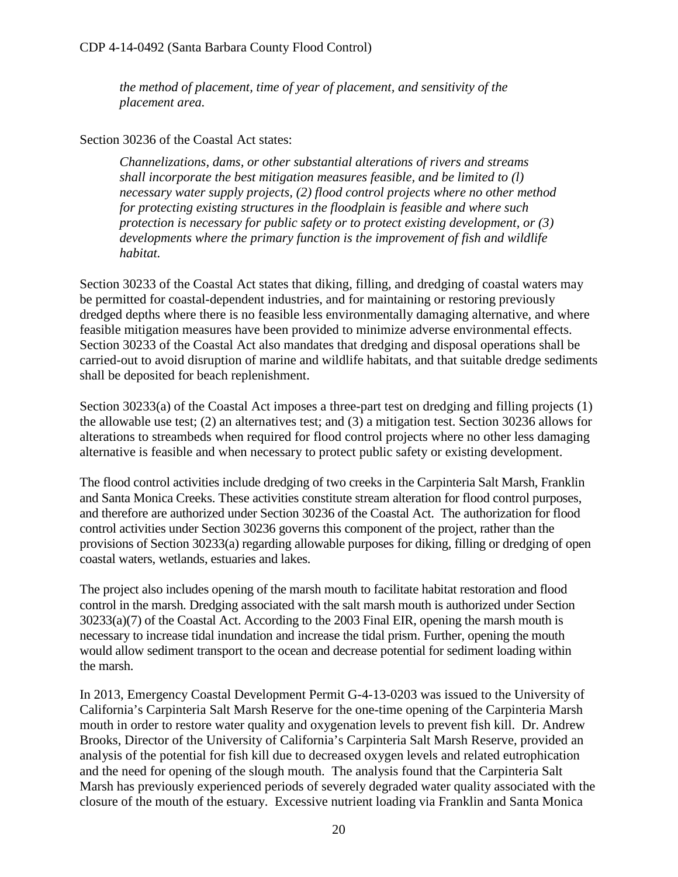*the method of placement, time of year of placement, and sensitivity of the placement area.*

Section 30236 of the Coastal Act states:

> *Channelizations, dams, or other substantial alterations of rivers and streams shall incorporate the best mitigation measures feasible, and be limited to (l) necessary water supply projects, (2) flood control projects where no other method for protecting existing structures in the floodplain is feasible and where such protection is necessary for public safety or to protect existing development, or (3) developments where the primary function is the improvement of fish and wildlife habitat.*

Section 30233 of the Coastal Act states that diking, filling, and dredging of coastal waters may be permitted for coastal-dependent industries, and for maintaining or restoring previously dredged depths where there is no feasible less environmentally damaging alternative, and where feasible mitigation measures have been provided to minimize adverse environmental effects. Section 30233 of the Coastal Act also mandates that dredging and disposal operations shall be carried-out to avoid disruption of marine and wildlife habitats, and that suitable dredge sediments shall be deposited for beach replenishment.

Section 30233(a) of the Coastal Act imposes a three-part test on dredging and filling projects (1) the allowable use test; (2) an alternatives test; and (3) a mitigation test. Section 30236 allows for alterations to streambeds when required for flood control projects where no other less damaging alternative is feasible and when necessary to protect public safety or existing development.

The flood control activities include dredging of two creeks in the Carpinteria Salt Marsh, Franklin and Santa Monica Creeks. These activities constitute stream alteration for flood control purposes, and therefore are authorized under Section 30236 of the Coastal Act. The authorization for flood control activities under Section 30236 governs this component of the project, rather than the provisions of Section 30233(a) regarding allowable purposes for diking, filling or dredging of open coastal waters, wetlands, estuaries and lakes.

The project also includes opening of the marsh mouth to facilitate habitat restoration and flood control in the marsh. Dredging associated with the salt marsh mouth is authorized under Section 30233(a)(7) of the Coastal Act. According to the 2003 Final EIR, opening the marsh mouth is necessary to increase tidal inundation and increase the tidal prism. Further, opening the mouth would allow sediment transport to the ocean and decrease potential for sediment loading within the marsh.

In 2013, Emergency Coastal Development Permit G-4-13-0203 was issued to the University of California's Carpinteria Salt Marsh Reserve for the one-time opening of the Carpinteria Marsh mouth in order to restore water quality and oxygenation levels to prevent fish kill. Dr. Andrew Brooks, Director of the University of California's Carpinteria Salt Marsh Reserve, provided an analysis of the potential for fish kill due to decreased oxygen levels and related eutrophication and the need for opening of the slough mouth. The analysis found that the Carpinteria Salt Marsh has previously experienced periods of severely degraded water quality associated with the closure of the mouth of the estuary. Excessive nutrient loading via Franklin and Santa Monica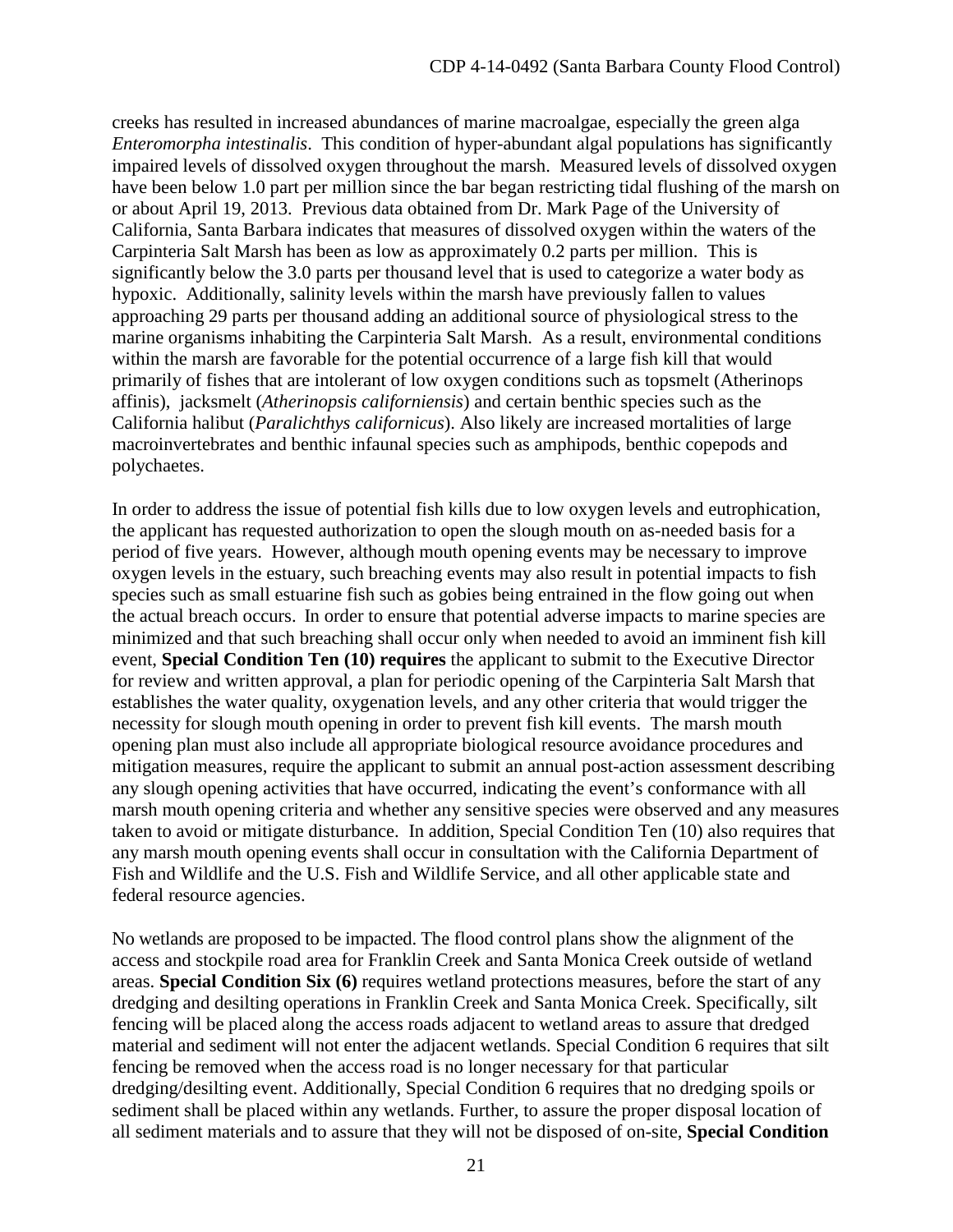creeks has resulted in increased abundances of marine macroalgae, especially the green alga *Enteromorpha intestinalis*. This condition of hyper-abundant algal populations has significantly impaired levels of dissolved oxygen throughout the marsh. Measured levels of dissolved oxygen have been below 1.0 part per million since the bar began restricting tidal flushing of the marsh on or about April 19, 2013. Previous data obtained from Dr. Mark Page of the University of California, Santa Barbara indicates that measures of dissolved oxygen within the waters of the Carpinteria Salt Marsh has been as low as approximately 0.2 parts per million. This is significantly below the 3.0 parts per thousand level that is used to categorize a water body as hypoxic. Additionally, salinity levels within the marsh have previously fallen to values approaching 29 parts per thousand adding an additional source of physiological stress to the marine organisms inhabiting the Carpinteria Salt Marsh. As a result, environmental conditions within the marsh are favorable for the potential occurrence of a large fish kill that would primarily of fishes that are intolerant of low oxygen conditions such as topsmelt (Atherinops affinis), jacksmelt (*Atherinopsis californiensis*) and certain benthic species such as the California halibut (*Paralichthys californicus*). Also likely are increased mortalities of large macroinvertebrates and benthic infaunal species such as amphipods, benthic copepods and polychaetes.

In order to address the issue of potential fish kills due to low oxygen levels and eutrophication, the applicant has requested authorization to open the slough mouth on as-needed basis for a period of five years. However, although mouth opening events may be necessary to improve oxygen levels in the estuary, such breaching events may also result in potential impacts to fish species such as small estuarine fish such as gobies being entrained in the flow going out when the actual breach occurs. In order to ensure that potential adverse impacts to marine species are minimized and that such breaching shall occur only when needed to avoid an imminent fish kill event, **Special Condition Ten (10) requires** the applicant to submit to the Executive Director for review and written approval, a plan for periodic opening of the Carpinteria Salt Marsh that establishes the water quality, oxygenation levels, and any other criteria that would trigger the necessity for slough mouth opening in order to prevent fish kill events. The marsh mouth opening plan must also include all appropriate biological resource avoidance procedures and mitigation measures, require the applicant to submit an annual post-action assessment describing any slough opening activities that have occurred, indicating the event's conformance with all marsh mouth opening criteria and whether any sensitive species were observed and any measures taken to avoid or mitigate disturbance. In addition, Special Condition Ten (10) also requires that any marsh mouth opening events shall occur in consultation with the California Department of Fish and Wildlife and the U.S. Fish and Wildlife Service, and all other applicable state and federal resource agencies.

No wetlands are proposed to be impacted. The flood control plans show the alignment of the access and stockpile road area for Franklin Creek and Santa Monica Creek outside of wetland areas. **Special Condition Six (6)** requires wetland protections measures, before the start of any dredging and desilting operations in Franklin Creek and Santa Monica Creek. Specifically, silt fencing will be placed along the access roads adjacent to wetland areas to assure that dredged material and sediment will not enter the adjacent wetlands. Special Condition 6 requires that silt fencing be removed when the access road is no longer necessary for that particular dredging/desilting event. Additionally, Special Condition 6 requires that no dredging spoils or sediment shall be placed within any wetlands. Further, to assure the proper disposal location of all sediment materials and to assure that they will not be disposed of on-site, **Special Condition**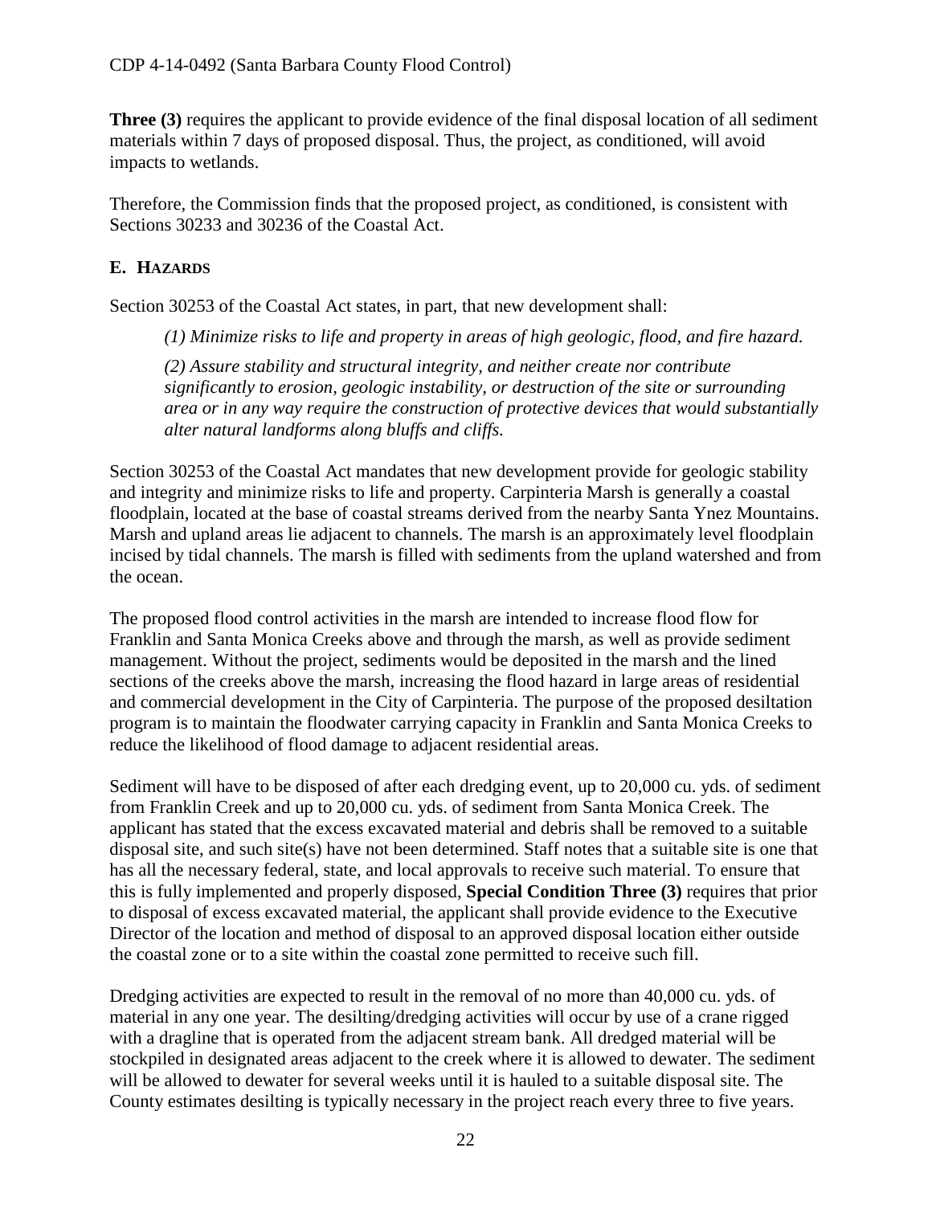**Three (3)** requires the applicant to provide evidence of the final disposal location of all sediment materials within 7 days of proposed disposal. Thus, the project, as conditioned, will avoid impacts to wetlands.

Therefore, the Commission finds that the proposed project, as conditioned, is consistent with Sections 30233 and 30236 of the Coastal Act.

## E. Hazards

Section 30253 of the Coastal Act states, in part, that new development shall:

> *(1) Minimize risks to life and property in areas of high geologic, flood, and fire hazard.*
>
> *(2) Assure stability and structural integrity, and neither create nor contribute significantly to erosion, geologic instability, or destruction of the site or surrounding area or in any way require the construction of protective devices that would substantially alter natural landforms along bluffs and cliffs.*

Section 30253 of the Coastal Act mandates that new development provide for geologic stability and integrity and minimize risks to life and property. Carpinteria Marsh is generally a coastal floodplain, located at the base of coastal streams derived from the nearby Santa Ynez Mountains. Marsh and upland areas lie adjacent to channels. The marsh is an approximately level floodplain incised by tidal channels. The marsh is filled with sediments from the upland watershed and from the ocean.

The proposed flood control activities in the marsh are intended to increase flood flow for Franklin and Santa Monica Creeks above and through the marsh, as well as provide sediment management. Without the project, sediments would be deposited in the marsh and the lined sections of the creeks above the marsh, increasing the flood hazard in large areas of residential and commercial development in the City of Carpinteria. The purpose of the proposed desiltation program is to maintain the floodwater carrying capacity in Franklin and Santa Monica Creeks to reduce the likelihood of flood damage to adjacent residential areas.

Sediment will have to be disposed of after each dredging event, up to 20,000 cu. yds. of sediment from Franklin Creek and up to 20,000 cu. yds. of sediment from Santa Monica Creek. The applicant has stated that the excess excavated material and debris shall be removed to a suitable disposal site, and such site(s) have not been determined. Staff notes that a suitable site is one that has all the necessary federal, state, and local approvals to receive such material. To ensure that this is fully implemented and properly disposed, **Special Condition Three (3)** requires that prior to disposal of excess excavated material, the applicant shall provide evidence to the Executive Director of the location and method of disposal to an approved disposal location either outside the coastal zone or to a site within the coastal zone permitted to receive such fill.

Dredging activities are expected to result in the removal of no more than 40,000 cu. yds. of material in any one year. The desilting/dredging activities will occur by use of a crane rigged with a dragline that is operated from the adjacent stream bank. All dredged material will be stockpiled in designated areas adjacent to the creek where it is allowed to dewater. The sediment will be allowed to dewater for several weeks until it is hauled to a suitable disposal site. The County estimates desilting is typically necessary in the project reach every three to five years.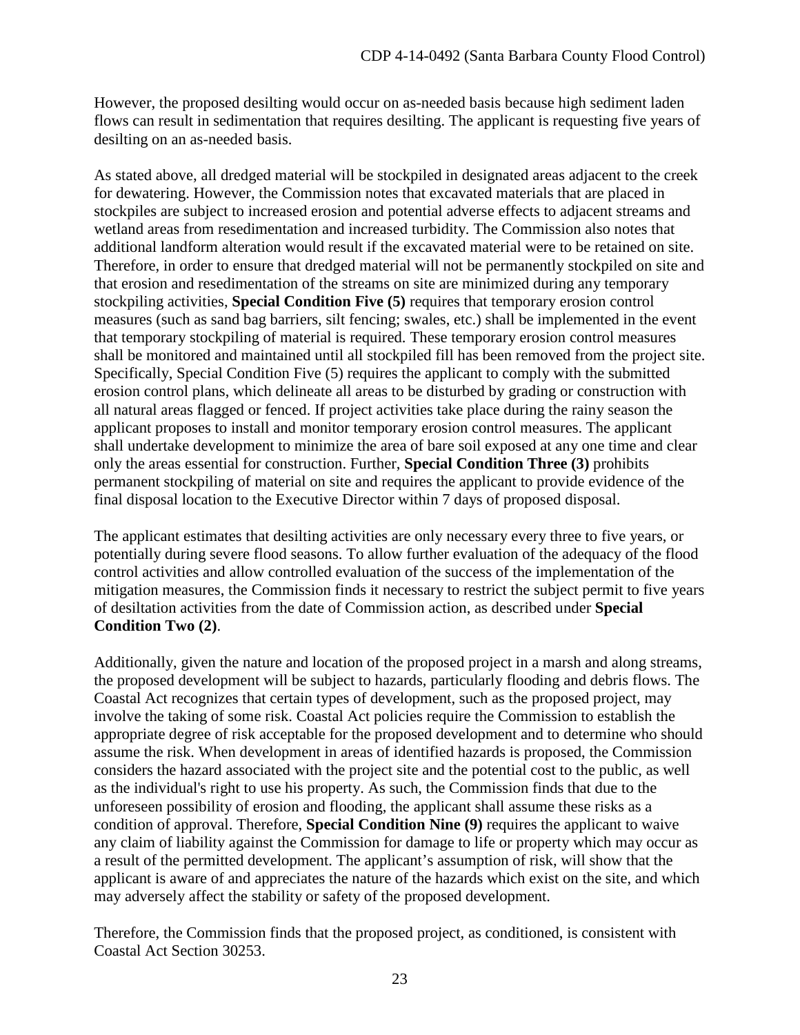However, the proposed desilting would occur on as-needed basis because high sediment laden flows can result in sedimentation that requires desilting. The applicant is requesting five years of desilting on an as-needed basis.

As stated above, all dredged material will be stockpiled in designated areas adjacent to the creek for dewatering. However, the Commission notes that excavated materials that are placed in stockpiles are subject to increased erosion and potential adverse effects to adjacent streams and wetland areas from resedimentation and increased turbidity. The Commission also notes that additional landform alteration would result if the excavated material were to be retained on site. Therefore, in order to ensure that dredged material will not be permanently stockpiled on site and that erosion and resedimentation of the streams on site are minimized during any temporary stockpiling activities, **Special Condition Five (5)** requires that temporary erosion control measures (such as sand bag barriers, silt fencing; swales, etc.) shall be implemented in the event that temporary stockpiling of material is required. These temporary erosion control measures shall be monitored and maintained until all stockpiled fill has been removed from the project site. Specifically, Special Condition Five (5) requires the applicant to comply with the submitted erosion control plans, which delineate all areas to be disturbed by grading or construction with all natural areas flagged or fenced. If project activities take place during the rainy season the applicant proposes to install and monitor temporary erosion control measures. The applicant shall undertake development to minimize the area of bare soil exposed at any one time and clear only the areas essential for construction. Further, **Special Condition Three (3)** prohibits permanent stockpiling of material on site and requires the applicant to provide evidence of the final disposal location to the Executive Director within 7 days of proposed disposal.

The applicant estimates that desilting activities are only necessary every three to five years, or potentially during severe flood seasons. To allow further evaluation of the adequacy of the flood control activities and allow controlled evaluation of the success of the implementation of the mitigation measures, the Commission finds it necessary to restrict the subject permit to five years of desiltation activities from the date of Commission action, as described under **Special Condition Two (2)**.

Additionally, given the nature and location of the proposed project in a marsh and along streams, the proposed development will be subject to hazards, particularly flooding and debris flows. The Coastal Act recognizes that certain types of development, such as the proposed project, may involve the taking of some risk. Coastal Act policies require the Commission to establish the appropriate degree of risk acceptable for the proposed development and to determine who should assume the risk. When development in areas of identified hazards is proposed, the Commission considers the hazard associated with the project site and the potential cost to the public, as well as the individual's right to use his property. As such, the Commission finds that due to the unforeseen possibility of erosion and flooding, the applicant shall assume these risks as a condition of approval. Therefore, **Special Condition Nine (9)** requires the applicant to waive any claim of liability against the Commission for damage to life or property which may occur as a result of the permitted development. The applicant's assumption of risk, will show that the applicant is aware of and appreciates the nature of the hazards which exist on the site, and which may adversely affect the stability or safety of the proposed development.

Therefore, the Commission finds that the proposed project, as conditioned, is consistent with Coastal Act Section 30253.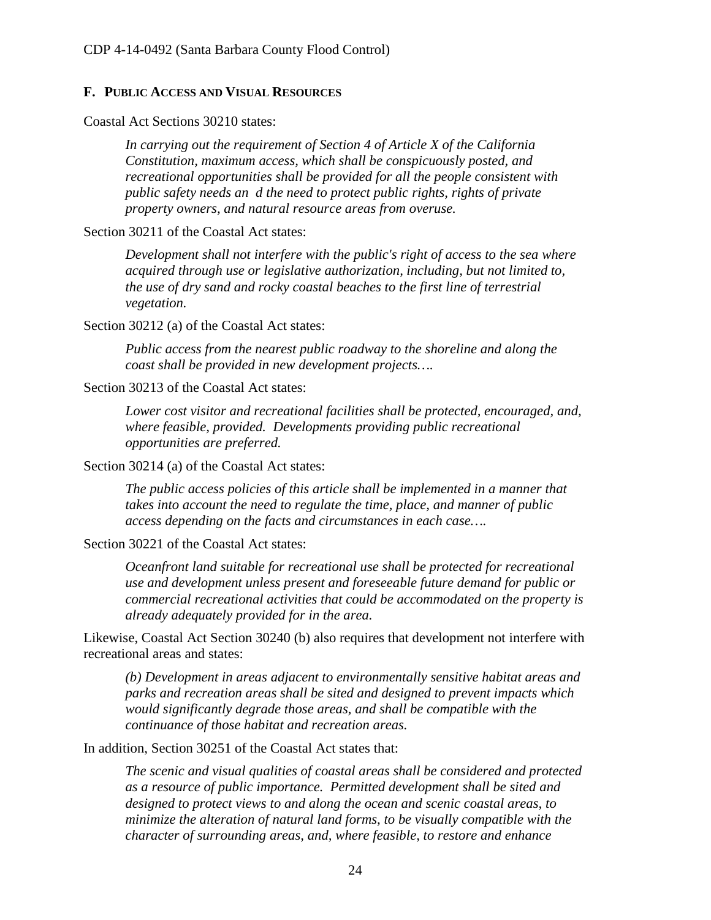## F. PUBLIC ACCESS AND VISUAL RESOURCES

Coastal Act Sections 30210 states:

> *In carrying out the requirement of Section 4 of Article X of the California Constitution, maximum access, which shall be conspicuously posted, and recreational opportunities shall be provided for all the people consistent with public safety needs an d the need to protect public rights, rights of private property owners, and natural resource areas from overuse.*

Section 30211 of the Coastal Act states:

> *Development shall not interfere with the public's right of access to the sea where acquired through use or legislative authorization, including, but not limited to, the use of dry sand and rocky coastal beaches to the first line of terrestrial vegetation.*

Section 30212 (a) of the Coastal Act states:

> *Public access from the nearest public roadway to the shoreline and along the coast shall be provided in new development projects….*

Section 30213 of the Coastal Act states:

> *Lower cost visitor and recreational facilities shall be protected, encouraged, and, where feasible, provided. Developments providing public recreational opportunities are preferred.*

Section 30214 (a) of the Coastal Act states:

> *The public access policies of this article shall be implemented in a manner that takes into account the need to regulate the time, place, and manner of public access depending on the facts and circumstances in each case….*

Section 30221 of the Coastal Act states:

> *Oceanfront land suitable for recreational use shall be protected for recreational use and development unless present and foreseeable future demand for public or commercial recreational activities that could be accommodated on the property is already adequately provided for in the area.*

Likewise, Coastal Act Section 30240 (b) also requires that development not interfere with recreational areas and states:

> *(b) Development in areas adjacent to environmentally sensitive habitat areas and parks and recreation areas shall be sited and designed to prevent impacts which would significantly degrade those areas, and shall be compatible with the continuance of those habitat and recreation areas.*

In addition, Section 30251 of the Coastal Act states that:

> *The scenic and visual qualities of coastal areas shall be considered and protected as a resource of public importance. Permitted development shall be sited and designed to protect views to and along the ocean and scenic coastal areas, to minimize the alteration of natural land forms, to be visually compatible with the character of surrounding areas, and, where feasible, to restore and enhance*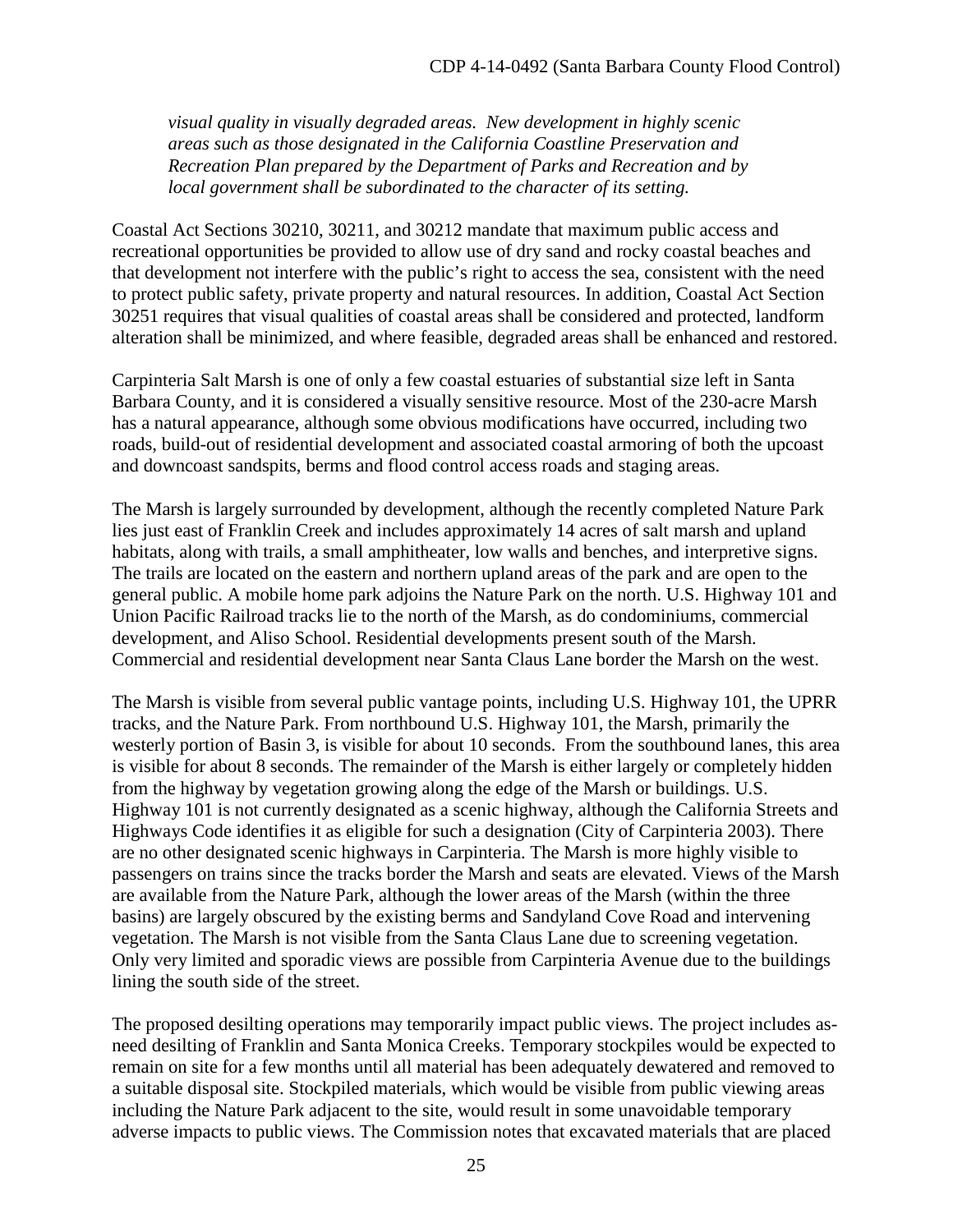*visual quality in visually degraded areas. New development in highly scenic areas such as those designated in the California Coastline Preservation and Recreation Plan prepared by the Department of Parks and Recreation and by local government shall be subordinated to the character of its setting.*

Coastal Act Sections 30210, 30211, and 30212 mandate that maximum public access and recreational opportunities be provided to allow use of dry sand and rocky coastal beaches and that development not interfere with the public's right to access the sea, consistent with the need to protect public safety, private property and natural resources. In addition, Coastal Act Section 30251 requires that visual qualities of coastal areas shall be considered and protected, landform alteration shall be minimized, and where feasible, degraded areas shall be enhanced and restored.

Carpinteria Salt Marsh is one of only a few coastal estuaries of substantial size left in Santa Barbara County, and it is considered a visually sensitive resource. Most of the 230-acre Marsh has a natural appearance, although some obvious modifications have occurred, including two roads, build-out of residential development and associated coastal armoring of both the upcoast and downcoast sandspits, berms and flood control access roads and staging areas.

The Marsh is largely surrounded by development, although the recently completed Nature Park lies just east of Franklin Creek and includes approximately 14 acres of salt marsh and upland habitats, along with trails, a small amphitheater, low walls and benches, and interpretive signs. The trails are located on the eastern and northern upland areas of the park and are open to the general public. A mobile home park adjoins the Nature Park on the north. U.S. Highway 101 and Union Pacific Railroad tracks lie to the north of the Marsh, as do condominiums, commercial development, and Aliso School. Residential developments present south of the Marsh. Commercial and residential development near Santa Claus Lane border the Marsh on the west.

The Marsh is visible from several public vantage points, including U.S. Highway 101, the UPRR tracks, and the Nature Park. From northbound U.S. Highway 101, the Marsh, primarily the westerly portion of Basin 3, is visible for about 10 seconds. From the southbound lanes, this area is visible for about 8 seconds. The remainder of the Marsh is either largely or completely hidden from the highway by vegetation growing along the edge of the Marsh or buildings. U.S. Highway 101 is not currently designated as a scenic highway, although the California Streets and Highways Code identifies it as eligible for such a designation (City of Carpinteria 2003). There are no other designated scenic highways in Carpinteria. The Marsh is more highly visible to passengers on trains since the tracks border the Marsh and seats are elevated. Views of the Marsh are available from the Nature Park, although the lower areas of the Marsh (within the three basins) are largely obscured by the existing berms and Sandyland Cove Road and intervening vegetation. The Marsh is not visible from the Santa Claus Lane due to screening vegetation. Only very limited and sporadic views are possible from Carpinteria Avenue due to the buildings lining the south side of the street.

The proposed desilting operations may temporarily impact public views. The project includes as-need desilting of Franklin and Santa Monica Creeks. Temporary stockpiles would be expected to remain on site for a few months until all material has been adequately dewatered and removed to a suitable disposal site. Stockpiled materials, which would be visible from public viewing areas including the Nature Park adjacent to the site, would result in some unavoidable temporary adverse impacts to public views. The Commission notes that excavated materials that are placed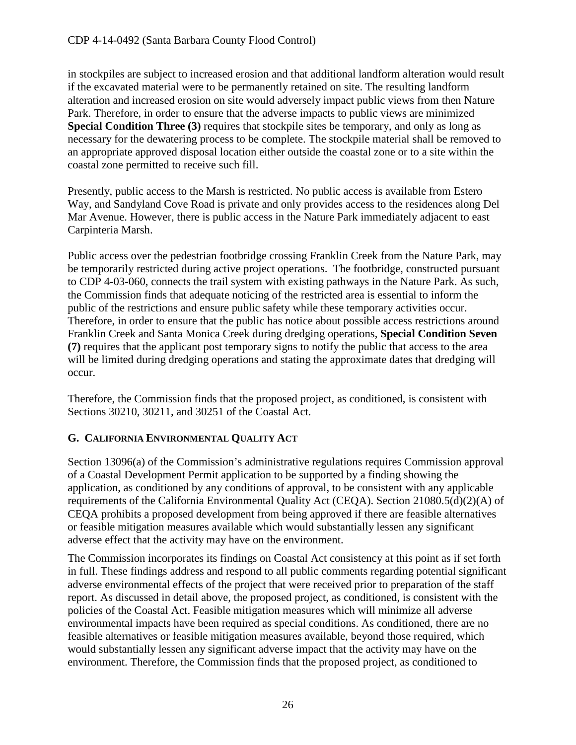in stockpiles are subject to increased erosion and that additional landform alteration would result if the excavated material were to be permanently retained on site. The resulting landform alteration and increased erosion on site would adversely impact public views from then Nature Park. Therefore, in order to ensure that the adverse impacts to public views are minimized **Special Condition Three (3)** requires that stockpile sites be temporary, and only as long as necessary for the dewatering process to be complete. The stockpile material shall be removed to an appropriate approved disposal location either outside the coastal zone or to a site within the coastal zone permitted to receive such fill.

Presently, public access to the Marsh is restricted. No public access is available from Estero Way, and Sandyland Cove Road is private and only provides access to the residences along Del Mar Avenue. However, there is public access in the Nature Park immediately adjacent to east Carpinteria Marsh.

Public access over the pedestrian footbridge crossing Franklin Creek from the Nature Park, may be temporarily restricted during active project operations. The footbridge, constructed pursuant to CDP 4-03-060, connects the trail system with existing pathways in the Nature Park. As such, the Commission finds that adequate noticing of the restricted area is essential to inform the public of the restrictions and ensure public safety while these temporary activities occur. Therefore, in order to ensure that the public has notice about possible access restrictions around Franklin Creek and Santa Monica Creek during dredging operations, **Special Condition Seven (7)** requires that the applicant post temporary signs to notify the public that access to the area will be limited during dredging operations and stating the approximate dates that dredging will occur.

Therefore, the Commission finds that the proposed project, as conditioned, is consistent with Sections 30210, 30211, and 30251 of the Coastal Act.

## G. CALIFORNIA ENVIRONMENTAL QUALITY ACT

Section 13096(a) of the Commission's administrative regulations requires Commission approval of a Coastal Development Permit application to be supported by a finding showing the application, as conditioned by any conditions of approval, to be consistent with any applicable requirements of the California Environmental Quality Act (CEQA). Section 21080.5(d)(2)(A) of CEQA prohibits a proposed development from being approved if there are feasible alternatives or feasible mitigation measures available which would substantially lessen any significant adverse effect that the activity may have on the environment.

The Commission incorporates its findings on Coastal Act consistency at this point as if set forth in full. These findings address and respond to all public comments regarding potential significant adverse environmental effects of the project that were received prior to preparation of the staff report. As discussed in detail above, the proposed project, as conditioned, is consistent with the policies of the Coastal Act. Feasible mitigation measures which will minimize all adverse environmental impacts have been required as special conditions. As conditioned, there are no feasible alternatives or feasible mitigation measures available, beyond those required, which would substantially lessen any significant adverse impact that the activity may have on the environment. Therefore, the Commission finds that the proposed project, as conditioned to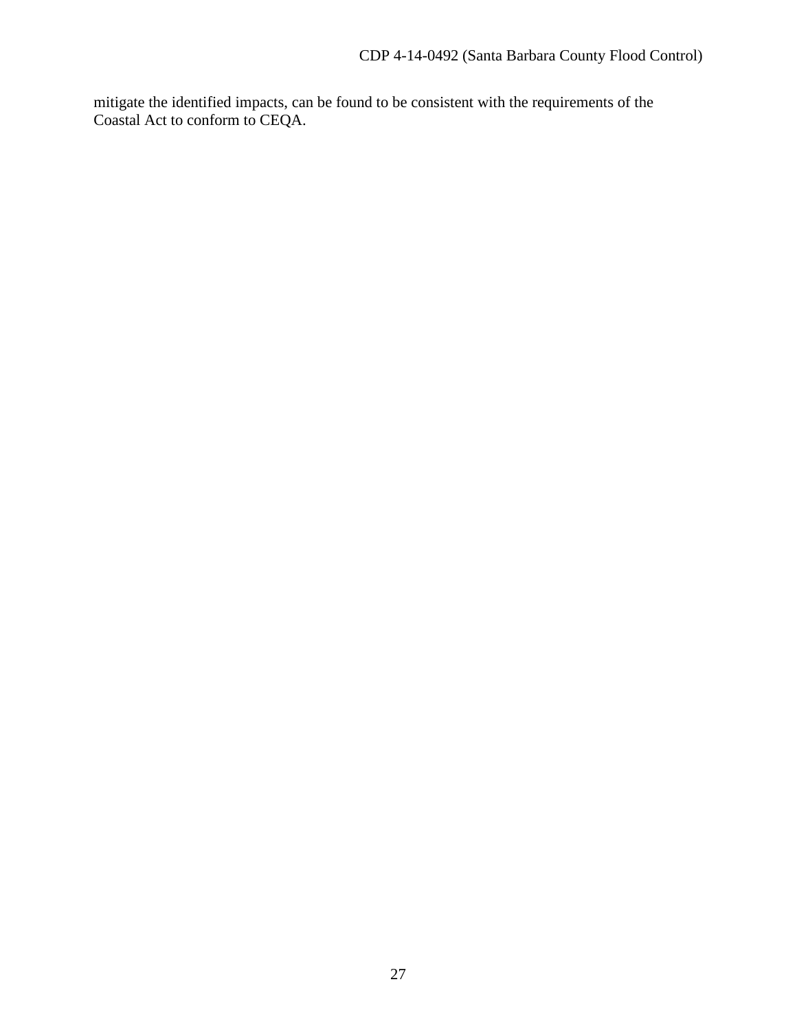mitigate the identified impacts, can be found to be consistent with the requirements of the Coastal Act to conform to CEQA.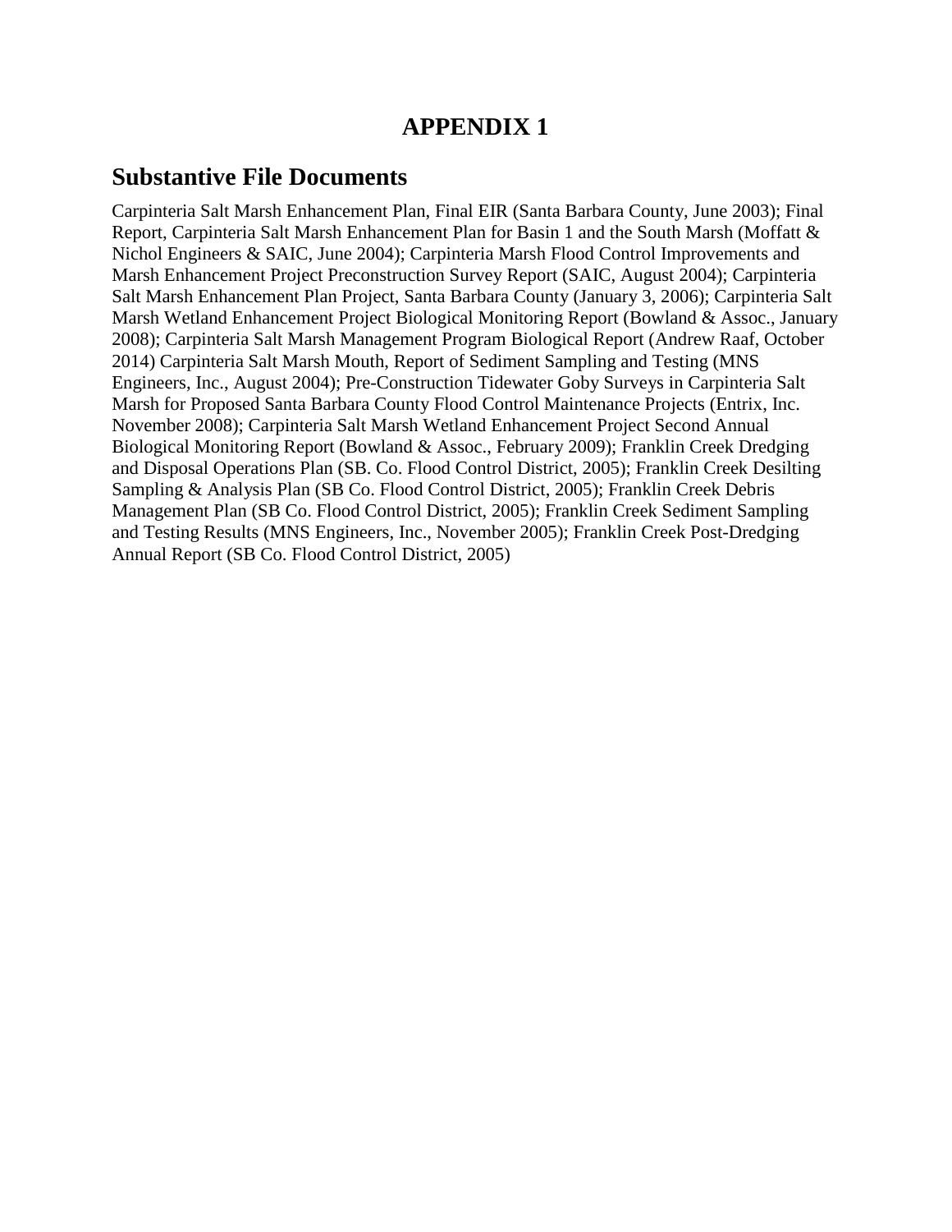# APPENDIX 1

## Substantive File Documents

Carpinteria Salt Marsh Enhancement Plan, Final EIR (Santa Barbara County, June 2003); Final Report, Carpinteria Salt Marsh Enhancement Plan for Basin 1 and the South Marsh (Moffatt & Nichol Engineers & SAIC, June 2004); Carpinteria Marsh Flood Control Improvements and Marsh Enhancement Project Preconstruction Survey Report (SAIC, August 2004); Carpinteria Salt Marsh Enhancement Plan Project, Santa Barbara County (January 3, 2006); Carpinteria Salt Marsh Wetland Enhancement Project Biological Monitoring Report (Bowland & Assoc., January 2008); Carpinteria Salt Marsh Management Program Biological Report (Andrew Raaf, October 2014) Carpinteria Salt Marsh Mouth, Report of Sediment Sampling and Testing (MNS Engineers, Inc., August 2004); Pre-Construction Tidewater Goby Surveys in Carpinteria Salt Marsh for Proposed Santa Barbara County Flood Control Maintenance Projects (Entrix, Inc. November 2008); Carpinteria Salt Marsh Wetland Enhancement Project Second Annual Biological Monitoring Report (Bowland & Assoc., February 2009); Franklin Creek Dredging and Disposal Operations Plan (SB. Co. Flood Control District, 2005); Franklin Creek Desilting Sampling & Analysis Plan (SB Co. Flood Control District, 2005); Franklin Creek Debris Management Plan (SB Co. Flood Control District, 2005); Franklin Creek Sediment Sampling and Testing Results (MNS Engineers, Inc., November 2005); Franklin Creek Post-Dredging Annual Report (SB Co. Flood Control District, 2005)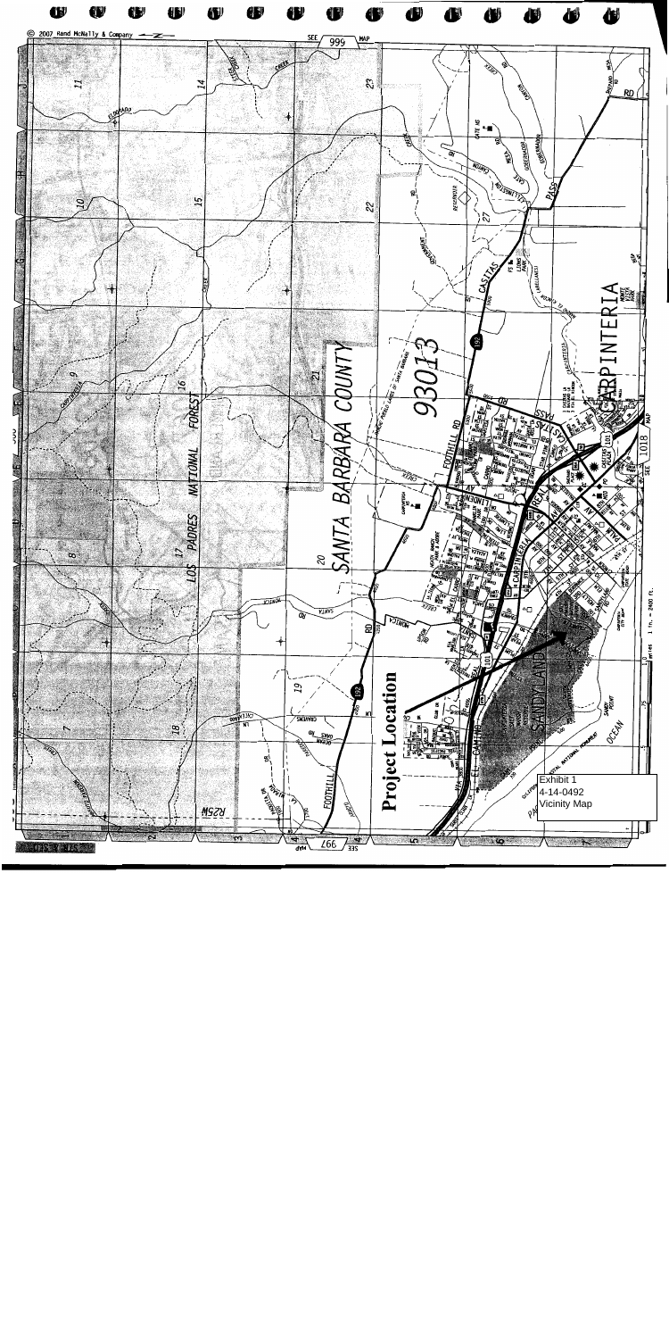Project Location

Exhibit 1
4-14-0492
Vicinity Map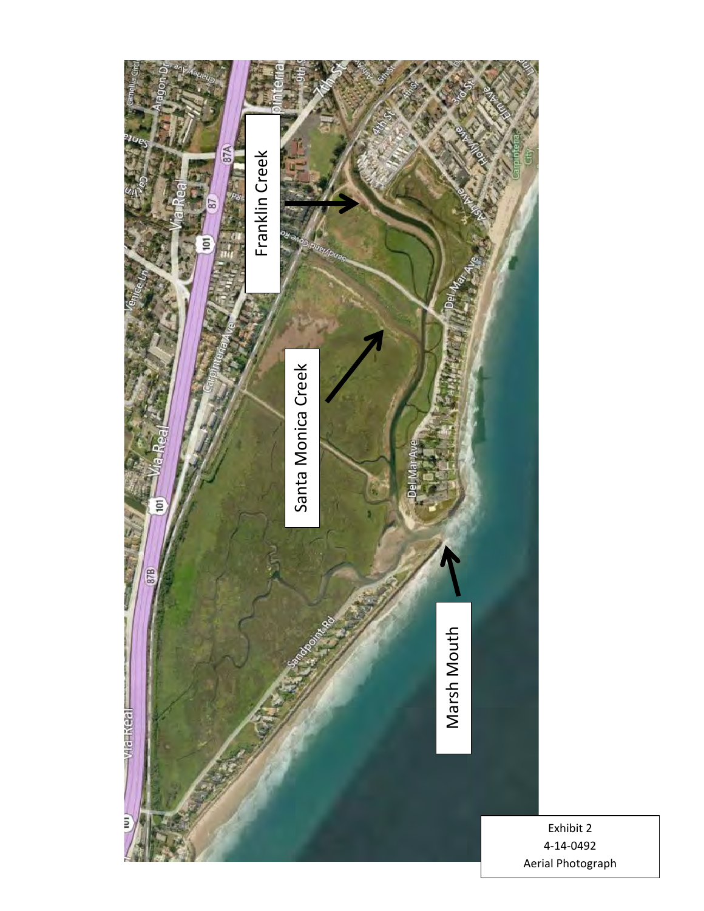Franklin Creek

Santa Monica Creek

Marsh Mouth

Exhibit 2
4-14-0492
Aerial Photograph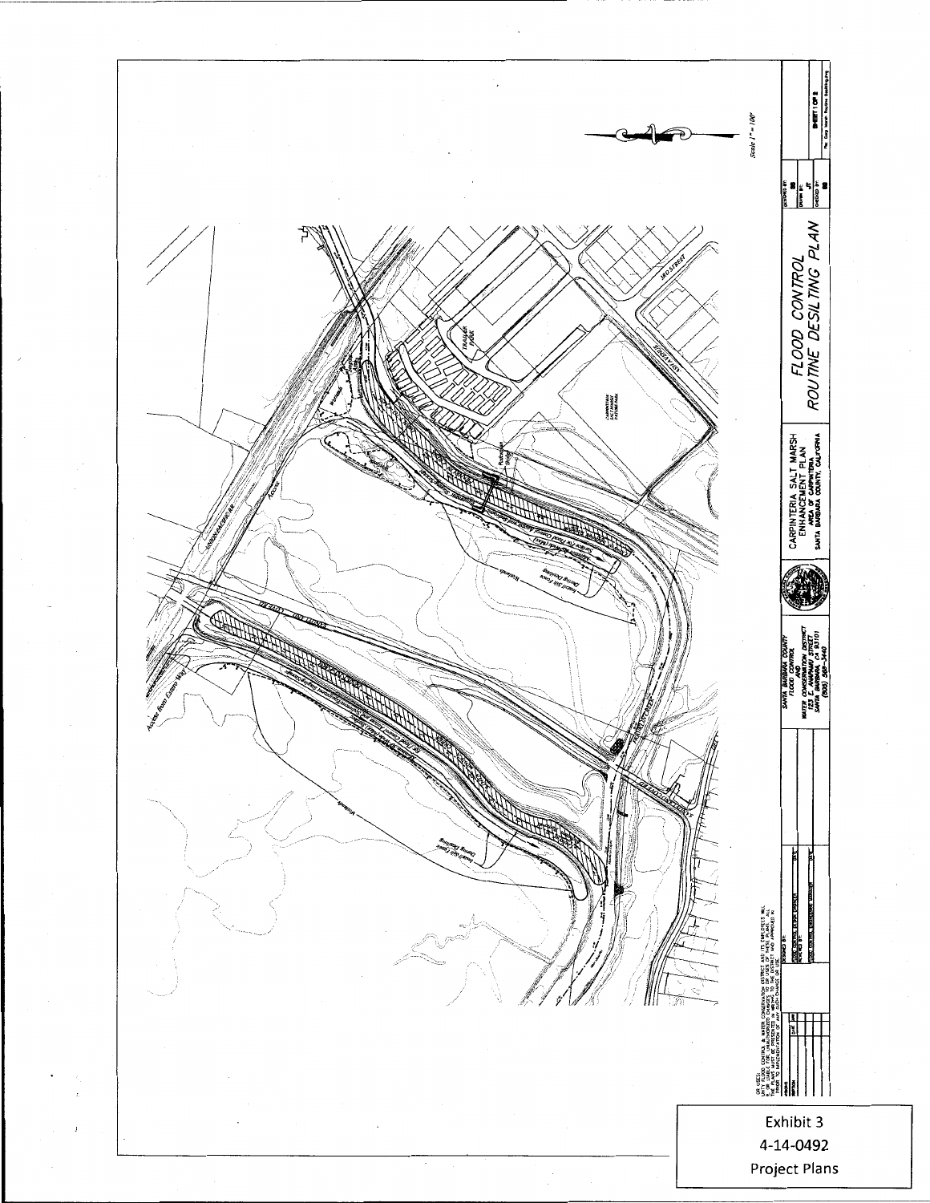FLOOD CONTROL
ROUTINE DESILTING PLAN

CARPINTERIA SALT MARSH
ENHANCEMENT PLAN
AREA OF CARPINTERIA
SANTA BARBARA COUNTY, CALIFORNIA

SANTA BARBARA COUNTY
FLOOD CONTROL
AND
WATER CONSERVATION DISTRICT
123 E. ANAPAMU STREET
SANTA BARBARA, CA 93101
(805) 568-3440

Scale 1" = 100'

SHEET 1 OF 2

Exhibit 3
4-14-0492
Project Plans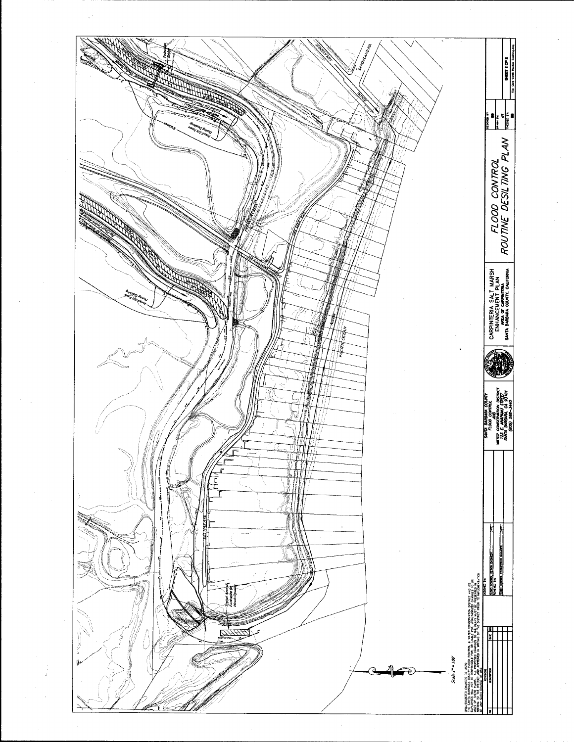Scale 1" = 100'

UNAUTHORIZED CHANGES OR USES
THE SANTA BARBARA COUNTY FLOOD CONTROL & WATER CONSERVATION DISTRICT AND ITS ENGINEERS SHALL NOT BE RESPONSIBLE OR LIABLE FOR UNAUTHORIZED CHANGES TO OR USES OF THESE PLANS. ALL PROPOSED CHANGES TO THE PLANS MUST BE PRESENTED IN WRITING TO THE DISTRICT AND APPROVED IN WRITING BY THE DISTRICT PRIOR TO IMPLEMENTATION OF ANY SUCH CHANGE OR USE.

SANTA BARBARA COUNTY FLOOD CONTROL AND WATER CONSERVATION DISTRICT
123 E. ANAPAMU STREET
SANTA BARBARA, CA 93101
(805) 568-3440

CARPINTERIA SALT MARSH ENHANCEMENT PLAN
AREA OF CARPINTERIA
SANTA BARBARA COUNTY, CALIFORNIA

# FLOOD CONTROL ROUTINE DESILTING PLAN

SANDYLAND RD.

ASH AVENUE

DEL MAR AVE.

PACIFIC OCEAN

Typical Area of Excavation for Mouth Opening

Desilt Silt Placed During Desilting

Wetlands